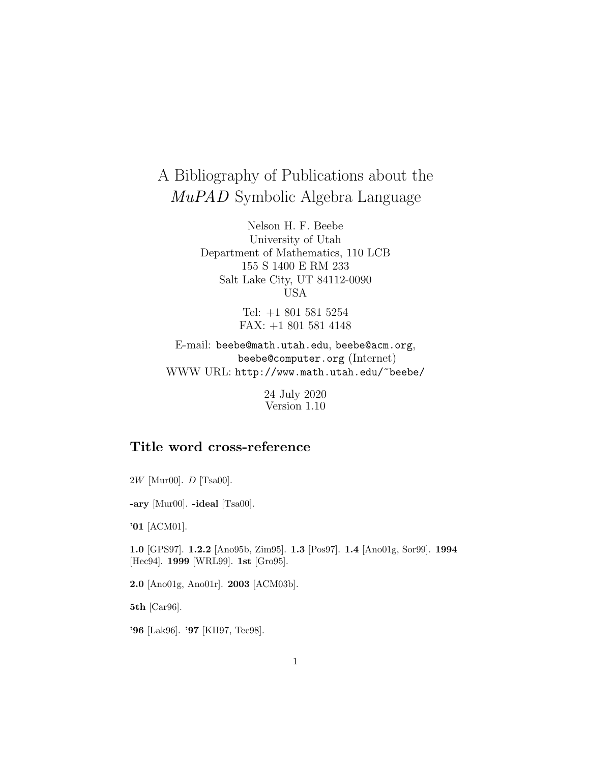# A Bibliography of Publications about the *MuPAD* Symbolic Algebra Language

Nelson H. F. Beebe
University of Utah
Department of Mathematics, 110 LCB
155 S 1400 E RM 233
Salt Lake City, UT 84112-0090
USA

Tel: +1 801 581 5254
FAX: +1 801 581 4148

E-mail: `beebe@math.utah.edu`, `beebe@acm.org`, `beebe@computer.org` (Internet)
WWW URL: `http://www.math.utah.edu/~beebe/`

24 July 2020
Version 1.10

## Title word cross-reference

$2W$ [Mur00]. $D$ [Tsa00].

**-ary** [Mur00]. **-ideal** [Tsa00].

**'01** [ACM01].

**1.0** [GPS97]. **1.2.2** [Ano95b, Zim95]. **1.3** [Pos97]. **1.4** [Ano01g, Sor99]. **1994** [Hec94]. **1999** [WRL99]. **1st** [Gro95].

**2.0** [Ano01g, Ano01r]. **2003** [ACM03b].

**5th** [Car96].

**'96** [Lak96]. **'97** [KH97, Tec98].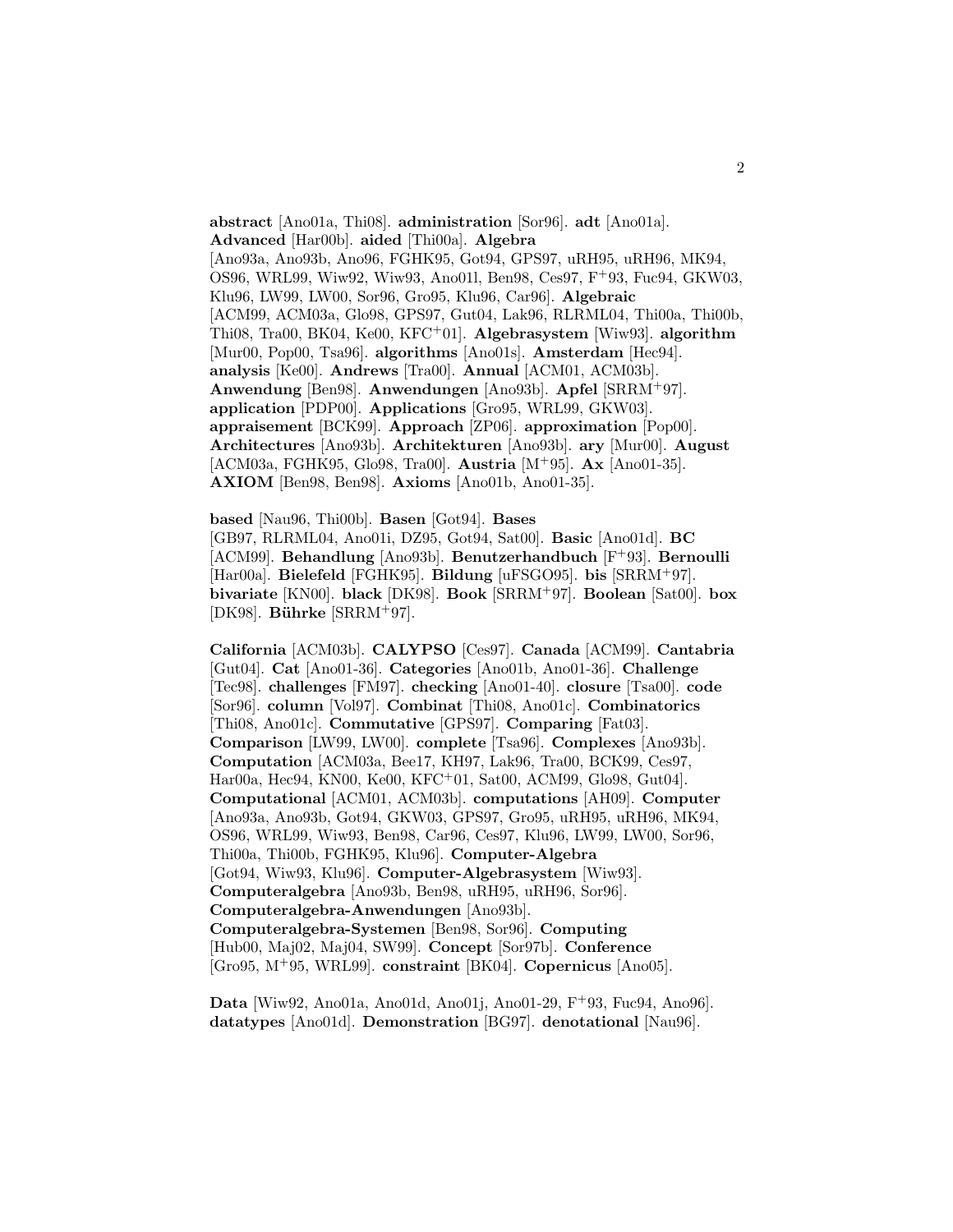**abstract** [Ano01a, Thi08]. **administration** [Sor96]. **adt** [Ano01a]. **Advanced** [Har00b]. **aided** [Thi00a]. **Algebra** [Ano93a, Ano93b, Ano96, FGHK95, Got94, GPS97, uRH95, uRH96, MK94, OS96, WRL99, Wiw92, Wiw93, Ano01l, Ben98, Ces97, F+93, Fuc94, GKW03, Klu96, LW99, LW00, Sor96, Gro95, Klu96, Car96]. **Algebraic** [ACM99, ACM03a, Glo98, GPS97, Gut04, Lak96, RLRML04, Thi00a, Thi00b, Thi08, Tra00, BK04, Ke00, KFC+01]. **Algebrasystem** [Wiw93]. **algorithm** [Mur00, Pop00, Tsa96]. **algorithms** [Ano01s]. **Amsterdam** [Hec94]. **analysis** [Ke00]. **Andrews** [Tra00]. **Annual** [ACM01, ACM03b]. **Anwendung** [Ben98]. **Anwendungen** [Ano93b]. **Apfel** [SRRM+97]. **application** [PDP00]. **Applications** [Gro95, WRL99, GKW03]. **appraisement** [BCK99]. **Approach** [ZP06]. **approximation** [Pop00]. **Architectures** [Ano93b]. **Architekturen** [Ano93b]. **ary** [Mur00]. **August** [ACM03a, FGHK95, Glo98, Tra00]. **Austria** [M+95]. **Ax** [Ano01-35]. **AXIOM** [Ben98, Ben98]. **Axioms** [Ano01b, Ano01-35].

**based** [Nau96, Thi00b]. **Basen** [Got94]. **Bases** [GB97, RLRML04, Ano01i, DZ95, Got94, Sat00]. **Basic** [Ano01d]. **BC** [ACM99]. **Behandlung** [Ano93b]. **Benutzerhandbuch** [F+93]. **Bernoulli** [Har00a]. **Bielefeld** [FGHK95]. **Bildung** [uFSGO95]. **bis** [SRRM+97]. **bivariate** [KN00]. **black** [DK98]. **Book** [SRRM+97]. **Boolean** [Sat00]. **box** [DK98]. **Bührke** [SRRM+97].

**California** [ACM03b]. **CALYPSO** [Ces97]. **Canada** [ACM99]. **Cantabria** [Gut04]. **Cat** [Ano01-36]. **Categories** [Ano01b, Ano01-36]. **Challenge** [Tec98]. **challenges** [FM97]. **checking** [Ano01-40]. **closure** [Tsa00]. **code** [Sor96]. **column** [Vol97]. **Combinat** [Thi08, Ano01c]. **Combinatorics** [Thi08, Ano01c]. **Commutative** [GPS97]. **Comparing** [Fat03]. **Comparison** [LW99, LW00]. **complete** [Tsa96]. **Complexes** [Ano93b]. **Computation** [ACM03a, Bee17, KH97, Lak96, Tra00, BCK99, Ces97, Har00a, Hec94, KN00, Ke00, KFC+01, Sat00, ACM99, Glo98, Gut04]. **Computational** [ACM01, ACM03b]. **computations** [AH09]. **Computer** [Ano93a, Ano93b, Got94, GKW03, GPS97, Gro95, uRH95, uRH96, MK94, OS96, WRL99, Wiw93, Ben98, Car96, Ces97, Klu96, LW99, LW00, Sor96, Thi00a, Thi00b, FGHK95, Klu96]. **Computer-Algebra** [Got94, Wiw93, Klu96]. **Computer-Algebrasystem** [Wiw93]. **Computeralgebra** [Ano93b, Ben98, uRH95, uRH96, Sor96]. **Computeralgebra-Anwendungen** [Ano93b]. **Computeralgebra-Systemen** [Ben98, Sor96]. **Computing** [Hub00, Maj02, Maj04, SW99]. **Concept** [Sor97b]. **Conference** [Gro95, M+95, WRL99]. **constraint** [BK04]. **Copernicus** [Ano05].

**Data** [Wiw92, Ano01a, Ano01d, Ano01j, Ano01-29, F+93, Fuc94, Ano96]. **datatypes** [Ano01d]. **Demonstration** [BG97]. **denotational** [Nau96].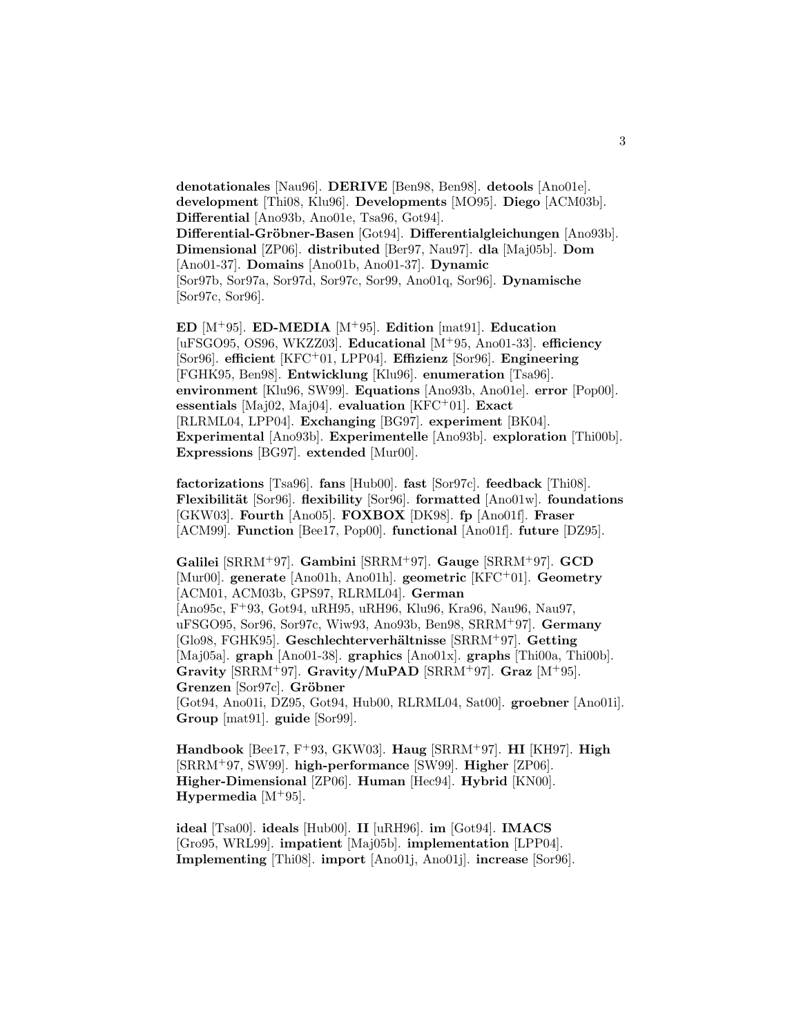**denotationales** [Nau96]. **DERIVE** [Ben98, Ben98]. **detools** [Ano01e]. **development** [Thi08, Klu96]. **Developments** [MO95]. **Diego** [ACM03b]. **Differential** [Ano93b, Ano01e, Tsa96, Got94]. **Differential-Gröbner-Basen** [Got94]. **Differentialgleichungen** [Ano93b]. **Dimensional** [ZP06]. **distributed** [Ber97, Nau97]. **dla** [Maj05b]. **Dom** [Ano01-37]. **Domains** [Ano01b, Ano01-37]. **Dynamic** [Sor97b, Sor97a, Sor97d, Sor97c, Sor99, Ano01q, Sor96]. **Dynamische** [Sor97c, Sor96].

**ED** [M+95]. **ED-MEDIA** [M+95]. **Edition** [mat91]. **Education** [uFSGO95, OS96, WKZZ03]. **Educational** [M+95, Ano01-33]. **efficiency** [Sor96]. **efficient** [KFC+01, LPP04]. **Effizienz** [Sor96]. **Engineering** [FGHK95, Ben98]. **Entwicklung** [Klu96]. **enumeration** [Tsa96]. **environment** [Klu96, SW99]. **Equations** [Ano93b, Ano01e]. **error** [Pop00]. **essentials** [Maj02, Maj04]. **evaluation** [KFC+01]. **Exact** [RLRML04, LPP04]. **Exchanging** [BG97]. **experiment** [BK04]. **Experimental** [Ano93b]. **Experimentelle** [Ano93b]. **exploration** [Thi00b]. **Expressions** [BG97]. **extended** [Mur00].

**factorizations** [Tsa96]. **fans** [Hub00]. **fast** [Sor97c]. **feedback** [Thi08]. **Flexibilität** [Sor96]. **flexibility** [Sor96]. **formatted** [Ano01w]. **foundations** [GKW03]. **Fourth** [Ano05]. **FOXBOX** [DK98]. **fp** [Ano01f]. **Fraser** [ACM99]. **Function** [Bee17, Pop00]. **functional** [Ano01f]. **future** [DZ95].

**Galilei** [SRRM+97]. **Gambini** [SRRM+97]. **Gauge** [SRRM+97]. **GCD** [Mur00]. **generate** [Ano01h, Ano01h]. **geometric** [KFC+01]. **Geometry** [ACM01, ACM03b, GPS97, RLRML04]. **German** [Ano95c, F+93, Got94, uRH95, uRH96, Klu96, Kra96, Nau96, Nau97, uFSGO95, Sor96, Sor97c, Wiw93, Ano93b, Ben98, SRRM+97]. **Germany** [Glo98, FGHK95]. **Geschlechterverhältnisse** [SRRM+97]. **Getting** [Maj05a]. **graph** [Ano01-38]. **graphics** [Ano01x]. **graphs** [Thi00a, Thi00b]. **Gravity** [SRRM+97]. **Gravity/MuPAD** [SRRM+97]. **Graz** [M+95]. **Grenzen** [Sor97c]. **Gröbner** [Got94, Ano01i, DZ95, Got94, Hub00, RLRML04, Sat00]. **groebner** [Ano01i]. **Group** [mat91]. **guide** [Sor99].

**Handbook** [Bee17, F+93, GKW03]. **Haug** [SRRM+97]. **HI** [KH97]. **High** [SRRM+97, SW99]. **high-performance** [SW99]. **Higher** [ZP06]. **Higher-Dimensional** [ZP06]. **Human** [Hec94]. **Hybrid** [KN00]. **Hypermedia** [M+95].

**ideal** [Tsa00]. **ideals** [Hub00]. **II** [uRH96]. **im** [Got94]. **IMACS** [Gro95, WRL99]. **impatient** [Maj05b]. **implementation** [LPP04]. **Implementing** [Thi08]. **import** [Ano01j, Ano01j]. **increase** [Sor96].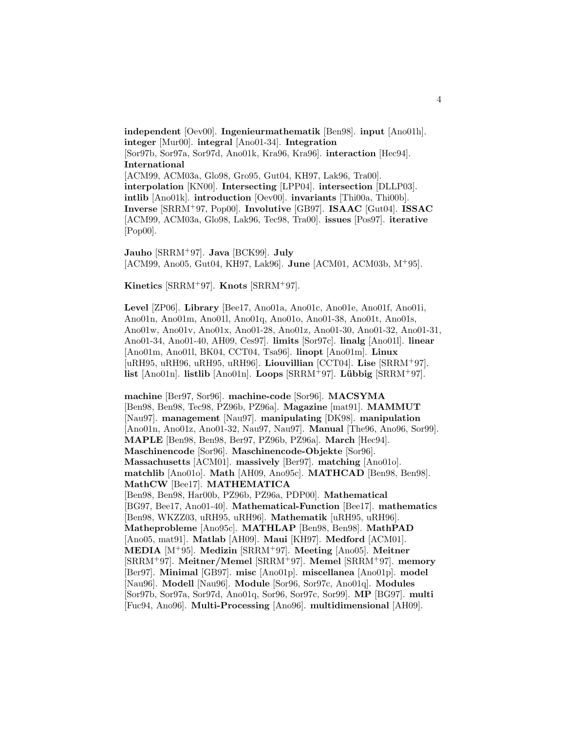**independent** [Oev00]. **Ingenieurmathematik** [Ben98]. **input** [Ano01h]. **integer** [Mur00]. **integral** [Ano01-34]. **Integration** [Sor97b, Sor97a, Sor97d, Ano01k, Kra96, Kra96]. **interaction** [Hec94]. **International** [ACM99, ACM03a, Glo98, Gro95, Gut04, KH97, Lak96, Tra00]. **interpolation** [KN00]. **Intersecting** [LPP04]. **intersection** [DLLP03]. **intlib** [Ano01k]. **introduction** [Oev00]. **invariants** [Thi00a, Thi00b]. **Inverse** [SRRM+97, Pop00]. **Involutive** [GB97]. **ISAAC** [Gut04]. **ISSAC** [ACM99, ACM03a, Glo98, Lak96, Tec98, Tra00]. **issues** [Pos97]. **iterative** [Pop00].

**Jauho** [SRRM+97]. **Java** [BCK99]. **July** [ACM99, Ano05, Gut04, KH97, Lak96]. **June** [ACM01, ACM03b, M+95].

**Kinetics** [SRRM+97]. **Knots** [SRRM+97].

**Level** [ZP06]. **Library** [Bee17, Ano01a, Ano01c, Ano01e, Ano01f, Ano01i, Ano01n, Ano01m, Ano01l, Ano01q, Ano01o, Ano01-38, Ano01t, Ano01s, Ano01w, Ano01v, Ano01x, Ano01-28, Ano01z, Ano01-30, Ano01-32, Ano01-31, Ano01-34, Ano01-40, AH09, Ces97]. **limits** [Sor97c]. **linalg** [Ano01l]. **linear** [Ano01m, Ano01l, BK04, CCT04, Tsa96]. **linopt** [Ano01m]. **Linux** [uRH95, uRH96, uRH95, uRH96]. **Liouvillian** [CCT04]. **Lise** [SRRM+97]. **list** [Ano01n]. **listlib** [Ano01n]. **Loops** [SRRM+97]. **Lübbig** [SRRM+97].

**machine** [Ber97, Sor96]. **machine-code** [Sor96]. **MACSYMA** [Ben98, Ben98, Tec98, PZ96b, PZ96a]. **Magazine** [mat91]. **MAMMUT** [Nau97]. **management** [Nau97]. **manipulating** [DK98]. **manipulation** [Ano01n, Ano01z, Ano01-32, Nau97, Nau97]. **Manual** [The96, Ano96, Sor99]. **MAPLE** [Ben98, Ben98, Ber97, PZ96b, PZ96a]. **March** [Hec94]. **Maschinencode** [Sor96]. **Maschinencode-Objekte** [Sor96]. **Massachusetts** [ACM01]. **massively** [Ber97]. **matching** [Ano01o]. **matchlib** [Ano01o]. **Math** [AH09, Ano95c]. **MATHCAD** [Ben98, Ben98]. **MathCW** [Bee17]. **MATHEMATICA** [Ben98, Ben98, Har00b, PZ96b, PZ96a, PDP00]. **Mathematical** [BG97, Bee17, Ano01-40]. **Mathematical-Function** [Bee17]. **mathematics** [Ben98, WKZZ03, uRH95, uRH96]. **Mathematik** [uRH95, uRH96]. **Matheprobleme** [Ano95c]. **MATHLAP** [Ben98, Ben98]. **MathPAD** [Ano05, mat91]. **Matlab** [AH09]. **Maui** [KH97]. **Medford** [ACM01]. **MEDIA** [M+95]. **Medizin** [SRRM+97]. **Meeting** [Ano05]. **Meitner** [SRRM+97]. **Meitner/Memel** [SRRM+97]. **Memel** [SRRM+97]. **memory** [Ber97]. **Minimal** [GB97]. **misc** [Ano01p]. **miscellanea** [Ano01p]. **model** [Nau96]. **Modell** [Nau96]. **Module** [Sor96, Sor97c, Ano01q]. **Modules** [Sor97b, Sor97a, Sor97d, Ano01q, Sor96, Sor97c, Sor99]. **MP** [BG97]. **multi** [Fuc94, Ano96]. **Multi-Processing** [Ano96]. **multidimensional** [AH09].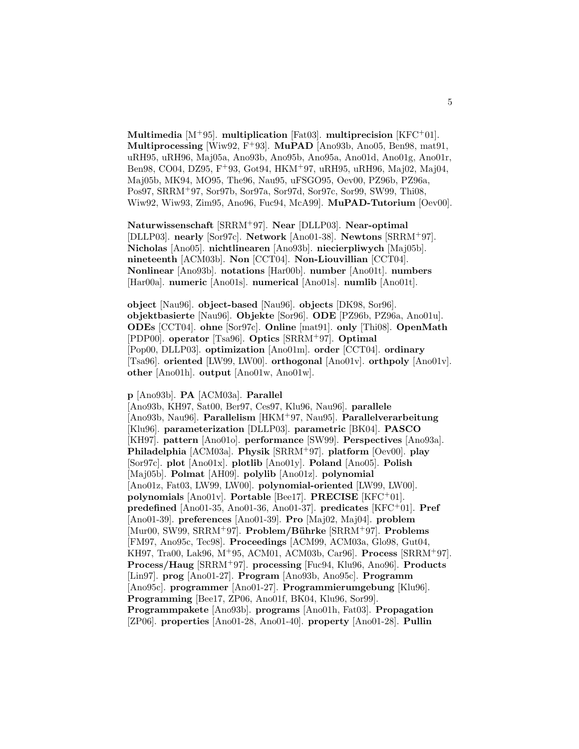**Multimedia** [M$^+$95]. **multiplication** [Fat03]. **multiprecision** [KFC$^+$01]. **Multiprocessing** [Wiw92, F$^+$93]. **MuPAD** [Ano93b, Ano05, Ben98, mat91, uRH95, uRH96, Maj05a, Ano93b, Ano95b, Ano95a, Ano01d, Ano01g, Ano01r, Ben98, CO04, DZ95, F$^+$93, Got94, HKM$^+$97, uRH95, uRH96, Maj02, Maj04, Maj05b, MK94, MO95, The96, Nau95, uFSGO95, Oev00, PZ96b, PZ96a, Pos97, SRRM$^+$97, Sor97b, Sor97a, Sor97d, Sor97c, Sor99, SW99, Thi08, Wiw92, Wiw93, Zim95, Ano96, Fuc94, McA99]. **MuPAD-Tutorium** [Oev00].

**Naturwissenschaft** [SRRM$^+$97]. **Near** [DLLP03]. **Near-optimal** [DLLP03]. **nearly** [Sor97c]. **Network** [Ano01-38]. **Newtons** [SRRM$^+$97]. **Nicholas** [Ano05]. **nichtlinearen** [Ano93b]. **niecierpliwych** [Maj05b]. **nineteenth** [ACM03b]. **Non** [CCT04]. **Non-Liouvillian** [CCT04]. **Nonlinear** [Ano93b]. **notations** [Har00b]. **number** [Ano01t]. **numbers** [Har00a]. **numeric** [Ano01s]. **numerical** [Ano01s]. **numlib** [Ano01t].

**object** [Nau96]. **object-based** [Nau96]. **objects** [DK98, Sor96]. **objektbasierte** [Nau96]. **Objekte** [Sor96]. **ODE** [PZ96b, PZ96a, Ano01u]. **ODEs** [CCT04]. **ohne** [Sor97c]. **Online** [mat91]. **only** [Thi08]. **OpenMath** [PDP00]. **operator** [Tsa96]. **Optics** [SRRM$^+$97]. **Optimal** [Pop00, DLLP03]. **optimization** [Ano01m]. **order** [CCT04]. **ordinary** [Tsa96]. **oriented** [LW99, LW00]. **orthogonal** [Ano01v]. **orthpoly** [Ano01v]. **other** [Ano01h]. **output** [Ano01w, Ano01w].

**p** [Ano93b]. **PA** [ACM03a]. **Parallel** [Ano93b, KH97, Sat00, Ber97, Ces97, Klu96, Nau96]. **parallele** [Ano93b, Nau96]. **Parallelism** [HKM$^+$97, Nau95]. **Parallelverarbeitung** [Klu96]. **parameterization** [DLLP03]. **parametric** [BK04]. **PASCO** [KH97]. **pattern** [Ano01o]. **performance** [SW99]. **Perspectives** [Ano93a]. **Philadelphia** [ACM03a]. **Physik** [SRRM$^+$97]. **platform** [Oev00]. **play** [Sor97c]. **plot** [Ano01x]. **plotlib** [Ano01y]. **Poland** [Ano05]. **Polish** [Maj05b]. **Polmat** [AH09]. **polylib** [Ano01z]. **polynomial** [Ano01z, Fat03, LW99, LW00]. **polynomial-oriented** [LW99, LW00]. **polynomials** [Ano01v]. **Portable** [Bee17]. **PRECISE** [KFC$^+$01]. **predefined** [Ano01-35, Ano01-36, Ano01-37]. **predicates** [KFC$^+$01]. **Pref** [Ano01-39]. **preferences** [Ano01-39]. **Pro** [Maj02, Maj04]. **problem** [Mur00, SW99, SRRM$^+$97]. **Problem/Bührke** [SRRM$^+$97]. **Problems** [FM97, Ano95c, Tec98]. **Proceedings** [ACM99, ACM03a, Glo98, Gut04, KH97, Tra00, Lak96, M$^+$95, ACM01, ACM03b, Car96]. **Process** [SRRM$^+$97]. **Process/Haug** [SRRM$^+$97]. **processing** [Fuc94, Klu96, Ano96]. **Products** [Lin97]. **prog** [Ano01-27]. **Program** [Ano93b, Ano95c]. **Programm** [Ano95c]. **programmer** [Ano01-27]. **Programmierumgebung** [Klu96]. **Programming** [Bee17, ZP06, Ano01f, BK04, Klu96, Sor99]. **Programmpakete** [Ano93b]. **programs** [Ano01h, Fat03]. **Propagation** [ZP06]. **properties** [Ano01-28, Ano01-40]. **property** [Ano01-28]. **Pullin**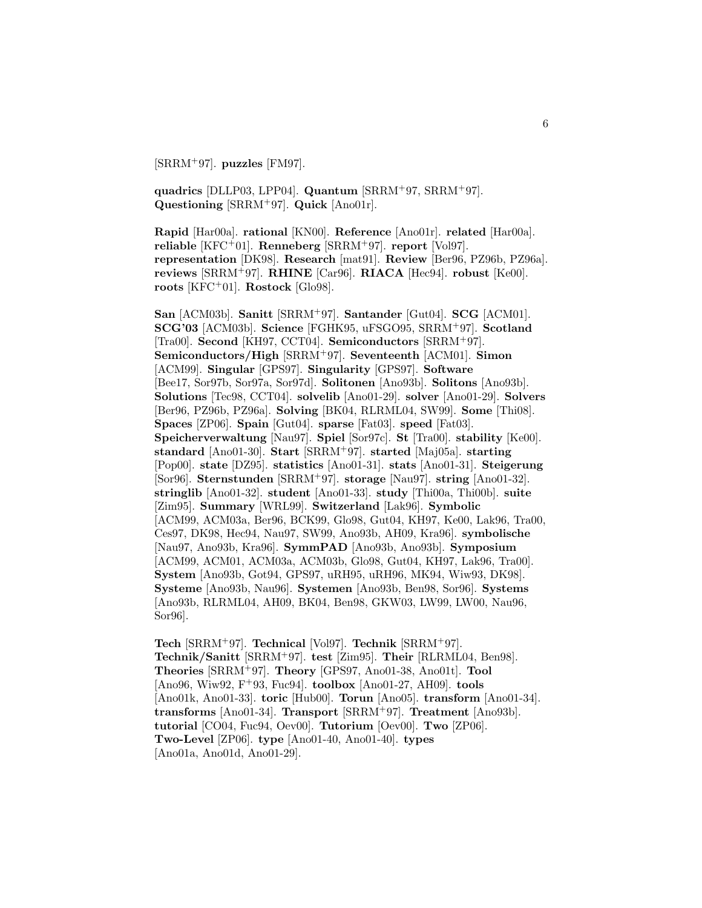[SRRM[+]97]. **puzzles** [FM97].

**quadrics** [DLLP03, LPP04]. **Quantum** [SRRM[+]97, SRRM[+]97]. **Questioning** [SRRM[+]97]. **Quick** [Ano01r].

**Rapid** [Har00a]. **rational** [KN00]. **Reference** [Ano01r]. **related** [Har00a]. **reliable** [KFC[+]01]. **Renneberg** [SRRM[+]97]. **report** [Vol97]. **representation** [DK98]. **Research** [mat91]. **Review** [Ber96, PZ96b, PZ96a]. **reviews** [SRRM[+]97]. **RHINE** [Car96]. **RIACA** [Hec94]. **robust** [Ke00]. **roots** [KFC[+]01]. **Rostock** [Glo98].

**San** [ACM03b]. **Sanitt** [SRRM[+]97]. **Santander** [Gut04]. **SCG** [ACM01]. **SCG'03** [ACM03b]. **Science** [FGHK95, uFSGO95, SRRM[+]97]. **Scotland** [Tra00]. **Second** [KH97, CCT04]. **Semiconductors** [SRRM[+]97]. **Semiconductors/High** [SRRM[+]97]. **Seventeenth** [ACM01]. **Simon** [ACM99]. **Singular** [GPS97]. **Singularity** [GPS97]. **Software** [Bee17, Sor97b, Sor97a, Sor97d]. **Solitonen** [Ano93b]. **Solitons** [Ano93b]. **Solutions** [Tec98, CCT04]. **solvelib** [Ano01-29]. **solver** [Ano01-29]. **Solvers** [Ber96, PZ96b, PZ96a]. **Solving** [BK04, RLRML04, SW99]. **Some** [Thi08]. **Spaces** [ZP06]. **Spain** [Gut04]. **sparse** [Fat03]. **speed** [Fat03]. **Speicherverwaltung** [Nau97]. **Spiel** [Sor97c]. **St** [Tra00]. **stability** [Ke00]. **standard** [Ano01-30]. **Start** [SRRM[+]97]. **started** [Maj05a]. **starting** [Pop00]. **state** [DZ95]. **statistics** [Ano01-31]. **stats** [Ano01-31]. **Steigerung** [Sor96]. **Sternstunden** [SRRM[+]97]. **storage** [Nau97]. **string** [Ano01-32]. **stringlib** [Ano01-32]. **student** [Ano01-33]. **study** [Thi00a, Thi00b]. **suite** [Zim95]. **Summary** [WRL99]. **Switzerland** [Lak96]. **Symbolic** [ACM99, ACM03a, Ber96, BCK99, Glo98, Gut04, KH97, Ke00, Lak96, Tra00, Ces97, DK98, Hec94, Nau97, SW99, Ano93b, AH09, Kra96]. **symbolische** [Nau97, Ano93b, Kra96]. **SymmPAD** [Ano93b, Ano93b]. **Symposium** [ACM99, ACM01, ACM03a, ACM03b, Glo98, Gut04, KH97, Lak96, Tra00]. **System** [Ano93b, Got94, GPS97, uRH95, uRH96, MK94, Wiw93, DK98]. **Systeme** [Ano93b, Nau96]. **Systemen** [Ano93b, Ben98, Sor96]. **Systems** [Ano93b, RLRML04, AH09, BK04, Ben98, GKW03, LW99, LW00, Nau96, Sor96].

**Tech** [SRRM[+]97]. **Technical** [Vol97]. **Technik** [SRRM[+]97]. **Technik/Sanitt** [SRRM[+]97]. **test** [Zim95]. **Their** [RLRML04, Ben98]. **Theories** [SRRM[+]97]. **Theory** [GPS97, Ano01-38, Ano01t]. **Tool** [Ano96, Wiw92, F[+]93, Fuc94]. **toolbox** [Ano01-27, AH09]. **tools** [Ano01k, Ano01-33]. **toric** [Hub00]. **Torun** [Ano05]. **transform** [Ano01-34]. **transforms** [Ano01-34]. **Transport** [SRRM[+]97]. **Treatment** [Ano93b]. **tutorial** [CO04, Fuc94, Oev00]. **Tutorium** [Oev00]. **Two** [ZP06]. **Two-Level** [ZP06]. **type** [Ano01-40, Ano01-40]. **types** [Ano01a, Ano01d, Ano01-29].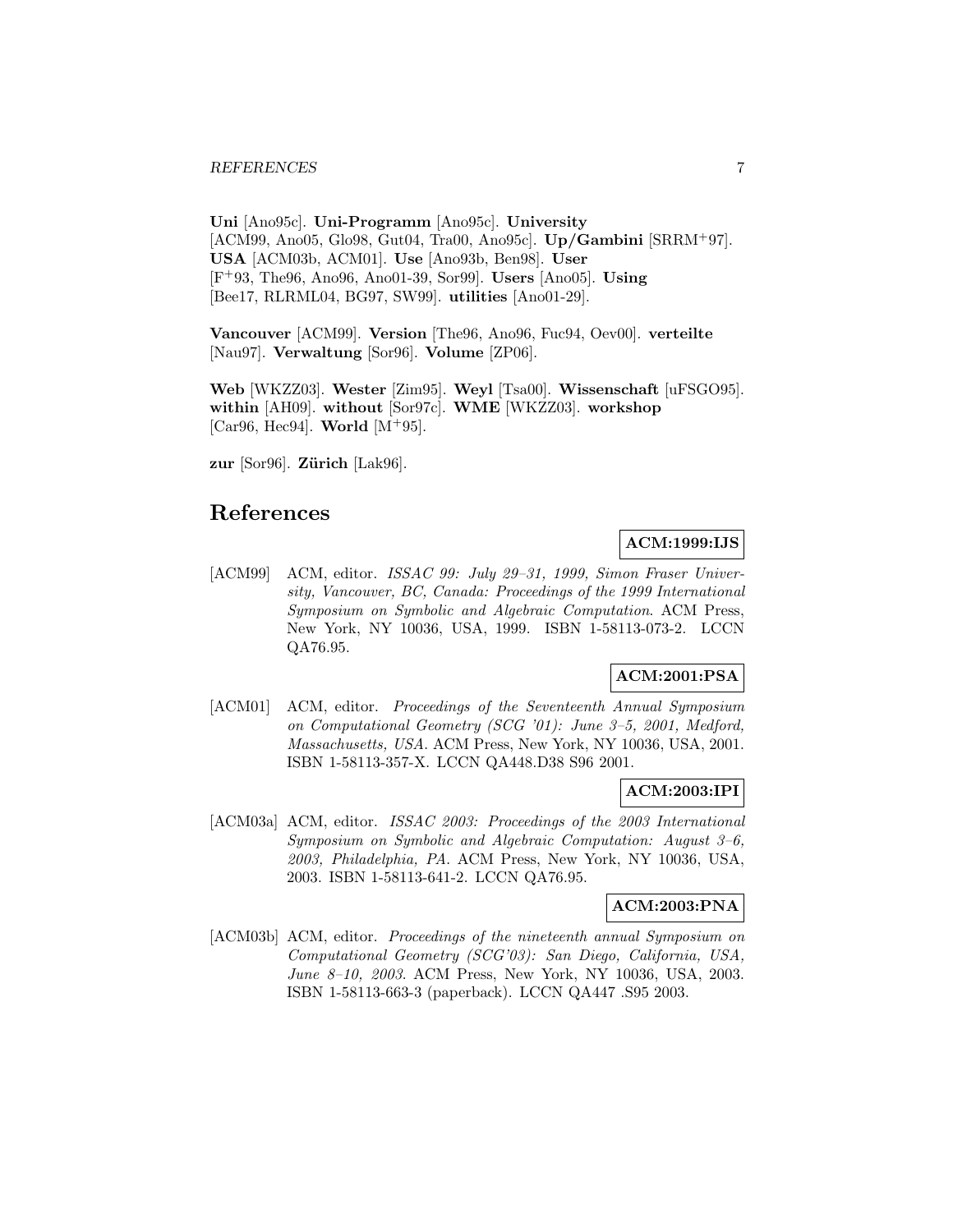**Uni** [Ano95c]. **Uni-Programm** [Ano95c]. **University** [ACM99, Ano05, Glo98, Gut04, Tra00, Ano95c]. **Up/Gambini** [SRRM+97]. **USA** [ACM03b, ACM01]. **Use** [Ano93b, Ben98]. **User** [F+93, The96, Ano96, Ano01-39, Sor99]. **Users** [Ano05]. **Using** [Bee17, RLRML04, BG97, SW99]. **utilities** [Ano01-29].

**Vancouver** [ACM99]. **Version** [The96, Ano96, Fuc94, Oev00]. **verteilte** [Nau97]. **Verwaltung** [Sor96]. **Volume** [ZP06].

**Web** [WKZZ03]. **Wester** [Zim95]. **Weyl** [Tsa00]. **Wissenschaft** [uFSGO95]. **within** [AH09]. **without** [Sor97c]. **WME** [WKZZ03]. **workshop** [Car96, Hec94]. **World** [M+95].

**zur** [Sor96]. **Zürich** [Lak96].

# References

**ACM:1999:IJS**

[ACM99] ACM, editor. *ISSAC 99: July 29–31, 1999, Simon Fraser University, Vancouver, BC, Canada: Proceedings of the 1999 International Symposium on Symbolic and Algebraic Computation*. ACM Press, New York, NY 10036, USA, 1999. ISBN 1-58113-073-2. LCCN QA76.95.

**ACM:2001:PSA**

[ACM01] ACM, editor. *Proceedings of the Seventeenth Annual Symposium on Computational Geometry (SCG '01): June 3–5, 2001, Medford, Massachusetts, USA*. ACM Press, New York, NY 10036, USA, 2001. ISBN 1-58113-357-X. LCCN QA448.D38 S96 2001.

**ACM:2003:IPI**

[ACM03a] ACM, editor. *ISSAC 2003: Proceedings of the 2003 International Symposium on Symbolic and Algebraic Computation: August 3–6, 2003, Philadelphia, PA*. ACM Press, New York, NY 10036, USA, 2003. ISBN 1-58113-641-2. LCCN QA76.95.

**ACM:2003:PNA**

[ACM03b] ACM, editor. *Proceedings of the nineteenth annual Symposium on Computational Geometry (SCG'03): San Diego, California, USA, June 8–10, 2003*. ACM Press, New York, NY 10036, USA, 2003. ISBN 1-58113-663-3 (paperback). LCCN QA447 .S95 2003.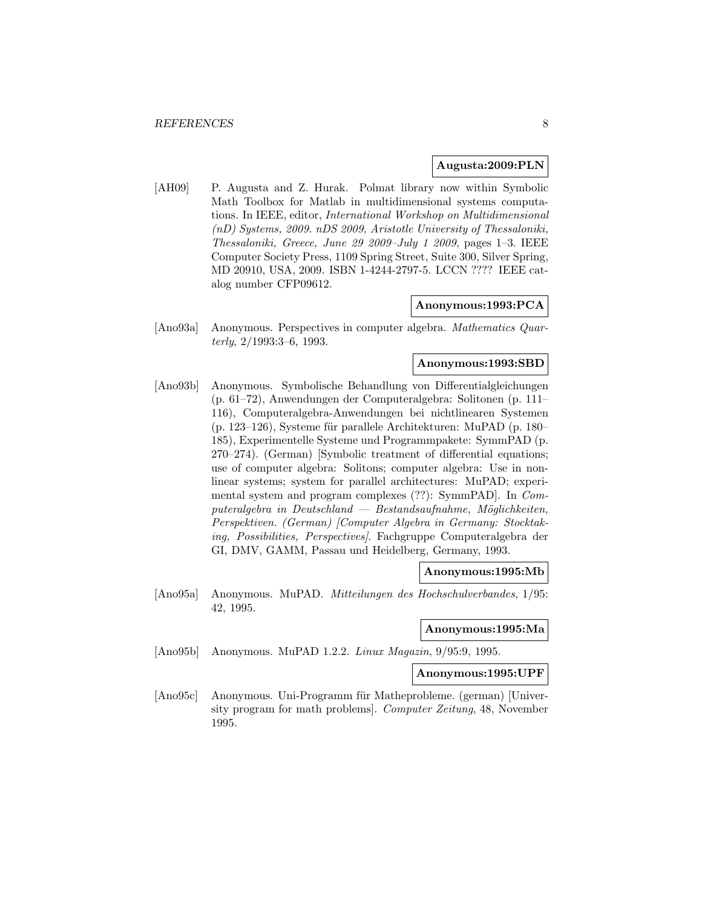**Augusta:2009:PLN**

[AH09] P. Augusta and Z. Hurak. Polmat library now within Symbolic Math Toolbox for Matlab in multidimensional systems computations. In IEEE, editor, *International Workshop on Multidimensional (nD) Systems, 2009. nDS 2009, Aristotle University of Thessaloniki, Thessaloniki, Greece, June 29 2009–July 1 2009*, pages 1–3. IEEE Computer Society Press, 1109 Spring Street, Suite 300, Silver Spring, MD 20910, USA, 2009. ISBN 1-4244-2797-5. LCCN ???? IEEE catalog number CFP09612.

**Anonymous:1993:PCA**

[Ano93a] Anonymous. Perspectives in computer algebra. *Mathematics Quarterly*, 2/1993:3–6, 1993.

**Anonymous:1993:SBD**

[Ano93b] Anonymous. Symbolische Behandlung von Differentialgleichungen (p. 61–72), Anwendungen der Computeralgebra: Solitonen (p. 111–116), Computeralgebra-Anwendungen bei nichtlinearen Systemen (p. 123–126), Systeme für parallele Architekturen: MuPAD (p. 180–185), Experimentelle Systeme und Programmpakete: SymmPAD (p. 270–274). (German) [Symbolic treatment of differential equations; use of computer algebra: Solitons; computer algebra: Use in nonlinear systems; system for parallel architectures: MuPAD; experimental system and program complexes (??): SymmPAD]. In *Computeralgebra in Deutschland — Bestandsaufnahme, Möglichkeiten, Perspektiven. (German) [Computer Algebra in Germany: Stocktaking, Possibilities, Perspectives]*. Fachgruppe Computeralgebra der GI, DMV, GAMM, Passau und Heidelberg, Germany, 1993.

**Anonymous:1995:Mb**

[Ano95a] Anonymous. MuPAD. *Mitteilungen des Hochschulverbandes*, 1/95: 42, 1995.

**Anonymous:1995:Ma**

[Ano95b] Anonymous. MuPAD 1.2.2. *Linux Magazin*, 9/95:9, 1995.

**Anonymous:1995:UPF**

[Ano95c] Anonymous. Uni-Programm für Matheprobleme. (german) [University program for math problems]. *Computer Zeitung*, 48, November 1995.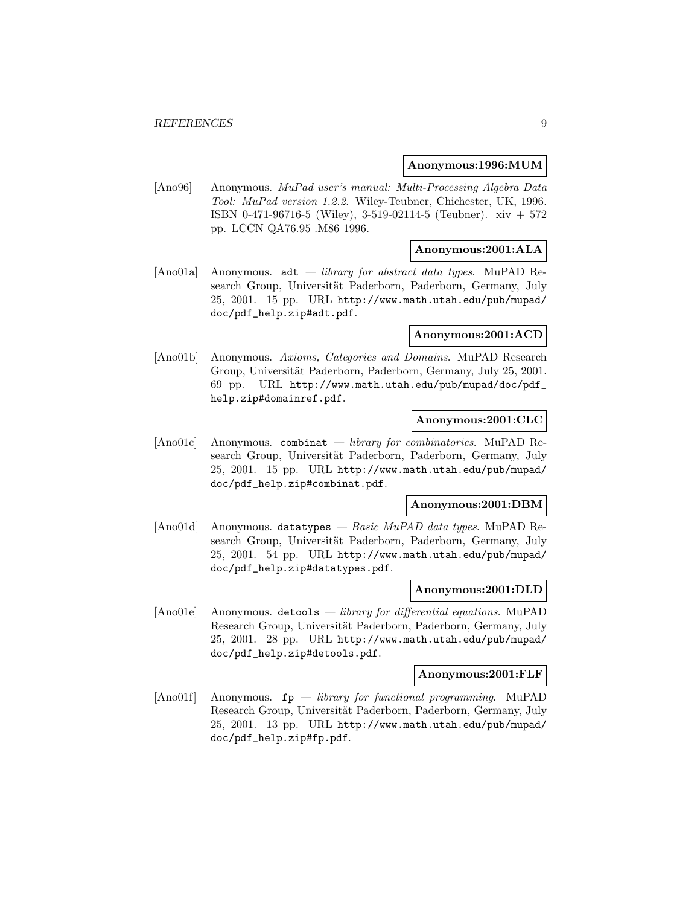**Anonymous:1996:MUM**

[Ano96] Anonymous. *MuPad user's manual: Multi-Processing Algebra Data Tool: MuPad version 1.2.2*. Wiley-Teubner, Chichester, UK, 1996. ISBN 0-471-96716-5 (Wiley), 3-519-02114-5 (Teubner). xiv + 572 pp. LCCN QA76.95 .M86 1996.

**Anonymous:2001:ALA**

[Ano01a] Anonymous. `adt` — *library for abstract data types*. MuPAD Research Group, Universität Paderborn, Paderborn, Germany, July 25, 2001. 15 pp. URL `http://www.math.utah.edu/pub/mupad/doc/pdf_help.zip#adt.pdf`.

**Anonymous:2001:ACD**

[Ano01b] Anonymous. *Axioms, Categories and Domains*. MuPAD Research Group, Universität Paderborn, Paderborn, Germany, July 25, 2001. 69 pp. URL `http://www.math.utah.edu/pub/mupad/doc/pdf_help.zip#domainref.pdf`.

**Anonymous:2001:CLC**

[Ano01c] Anonymous. `combinat` — *library for combinatorics*. MuPAD Research Group, Universität Paderborn, Paderborn, Germany, July 25, 2001. 15 pp. URL `http://www.math.utah.edu/pub/mupad/doc/pdf_help.zip#combinat.pdf`.

**Anonymous:2001:DBM**

[Ano01d] Anonymous. `datatypes` — *Basic MuPAD data types*. MuPAD Research Group, Universität Paderborn, Paderborn, Germany, July 25, 2001. 54 pp. URL `http://www.math.utah.edu/pub/mupad/doc/pdf_help.zip#datatypes.pdf`.

**Anonymous:2001:DLD**

[Ano01e] Anonymous. `detools` — *library for differential equations*. MuPAD Research Group, Universität Paderborn, Paderborn, Germany, July 25, 2001. 28 pp. URL `http://www.math.utah.edu/pub/mupad/doc/pdf_help.zip#detools.pdf`.

**Anonymous:2001:FLF**

[Ano01f] Anonymous. `fp` — *library for functional programming*. MuPAD Research Group, Universität Paderborn, Paderborn, Germany, July 25, 2001. 13 pp. URL `http://www.math.utah.edu/pub/mupad/doc/pdf_help.zip#fp.pdf`.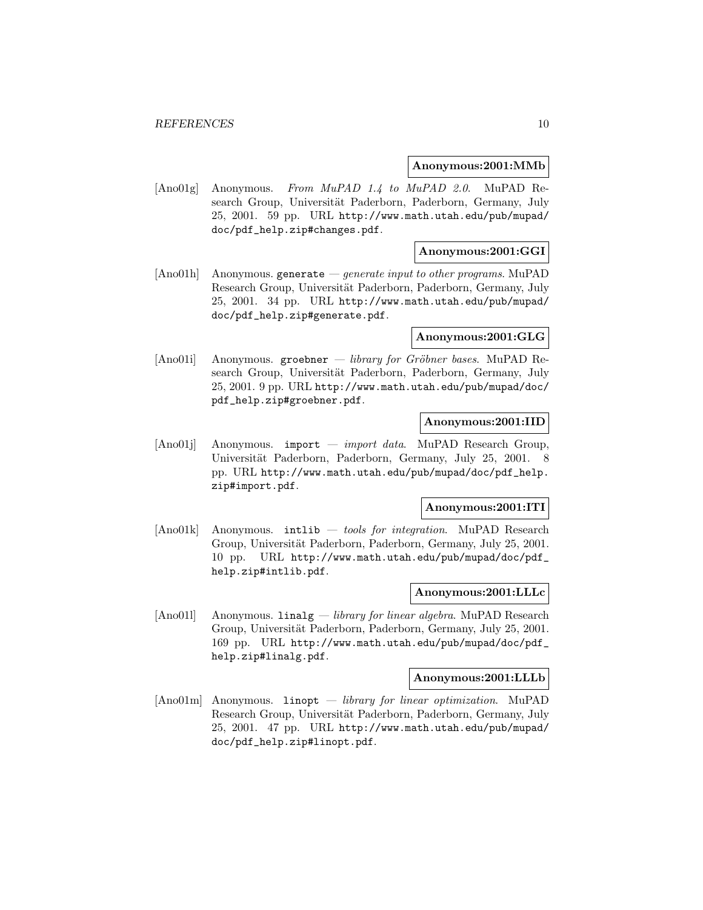**Anonymous:2001:MMb**

[Ano01g] Anonymous. *From MuPAD 1.4 to MuPAD 2.0*. MuPAD Research Group, Universität Paderborn, Paderborn, Germany, July 25, 2001. 59 pp. URL `http://www.math.utah.edu/pub/mupad/doc/pdf_help.zip#changes.pdf`.

**Anonymous:2001:GGI**

[Ano01h] Anonymous. `generate` — *generate input to other programs*. MuPAD Research Group, Universität Paderborn, Paderborn, Germany, July 25, 2001. 34 pp. URL `http://www.math.utah.edu/pub/mupad/doc/pdf_help.zip#generate.pdf`.

**Anonymous:2001:GLG**

[Ano01i] Anonymous. `groebner` — *library for Gröbner bases*. MuPAD Research Group, Universität Paderborn, Paderborn, Germany, July 25, 2001. 9 pp. URL `http://www.math.utah.edu/pub/mupad/doc/pdf_help.zip#groebner.pdf`.

**Anonymous:2001:IID**

[Ano01j] Anonymous. `import` — *import data*. MuPAD Research Group, Universität Paderborn, Paderborn, Germany, July 25, 2001. 8 pp. URL `http://www.math.utah.edu/pub/mupad/doc/pdf_help.zip#import.pdf`.

**Anonymous:2001:ITI**

[Ano01k] Anonymous. `intlib` — *tools for integration*. MuPAD Research Group, Universität Paderborn, Paderborn, Germany, July 25, 2001. 10 pp. URL `http://www.math.utah.edu/pub/mupad/doc/pdf_help.zip#intlib.pdf`.

**Anonymous:2001:LLLc**

[Ano01l] Anonymous. `linalg` — *library for linear algebra*. MuPAD Research Group, Universität Paderborn, Paderborn, Germany, July 25, 2001. 169 pp. URL `http://www.math.utah.edu/pub/mupad/doc/pdf_help.zip#linalg.pdf`.

**Anonymous:2001:LLLb**

[Ano01m] Anonymous. `linopt` — *library for linear optimization*. MuPAD Research Group, Universität Paderborn, Paderborn, Germany, July 25, 2001. 47 pp. URL `http://www.math.utah.edu/pub/mupad/doc/pdf_help.zip#linopt.pdf`.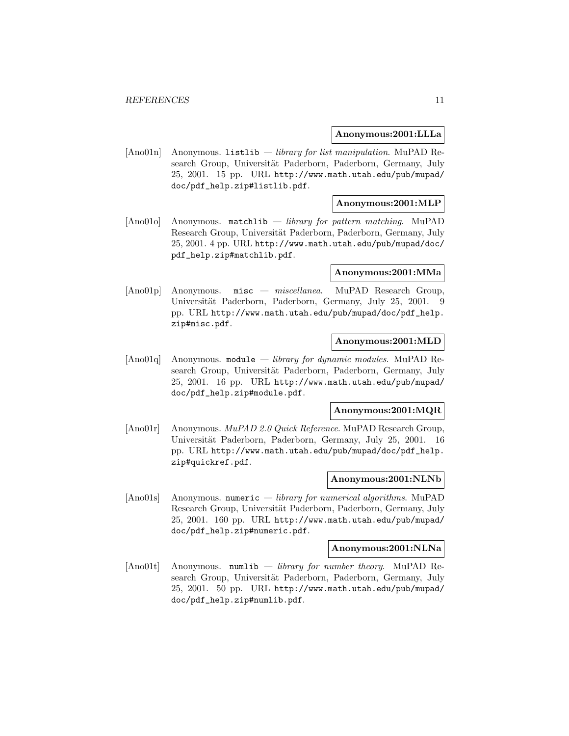**Anonymous:2001:LLLa**

[Ano01n] Anonymous. `listlib` — *library for list manipulation*. MuPAD Research Group, Universität Paderborn, Paderborn, Germany, July 25, 2001. 15 pp. URL `http://www.math.utah.edu/pub/mupad/doc/pdf_help.zip#listlib.pdf`.

**Anonymous:2001:MLP**

[Ano01o] Anonymous. `matchlib` — *library for pattern matching*. MuPAD Research Group, Universität Paderborn, Paderborn, Germany, July 25, 2001. 4 pp. URL `http://www.math.utah.edu/pub/mupad/doc/pdf_help.zip#matchlib.pdf`.

**Anonymous:2001:MMa**

[Ano01p] Anonymous. `misc` — *miscellanea*. MuPAD Research Group, Universität Paderborn, Paderborn, Germany, July 25, 2001. 9 pp. URL `http://www.math.utah.edu/pub/mupad/doc/pdf_help.zip#misc.pdf`.

**Anonymous:2001:MLD**

[Ano01q] Anonymous. `module` — *library for dynamic modules*. MuPAD Research Group, Universität Paderborn, Paderborn, Germany, July 25, 2001. 16 pp. URL `http://www.math.utah.edu/pub/mupad/doc/pdf_help.zip#module.pdf`.

**Anonymous:2001:MQR**

[Ano01r] Anonymous. *MuPAD 2.0 Quick Reference*. MuPAD Research Group, Universität Paderborn, Paderborn, Germany, July 25, 2001. 16 pp. URL `http://www.math.utah.edu/pub/mupad/doc/pdf_help.zip#quickref.pdf`.

**Anonymous:2001:NLNb**

[Ano01s] Anonymous. `numeric` — *library for numerical algorithms*. MuPAD Research Group, Universität Paderborn, Paderborn, Germany, July 25, 2001. 160 pp. URL `http://www.math.utah.edu/pub/mupad/doc/pdf_help.zip#numeric.pdf`.

**Anonymous:2001:NLNa**

[Ano01t] Anonymous. `numlib` — *library for number theory*. MuPAD Research Group, Universität Paderborn, Paderborn, Germany, July 25, 2001. 50 pp. URL `http://www.math.utah.edu/pub/mupad/doc/pdf_help.zip#numlib.pdf`.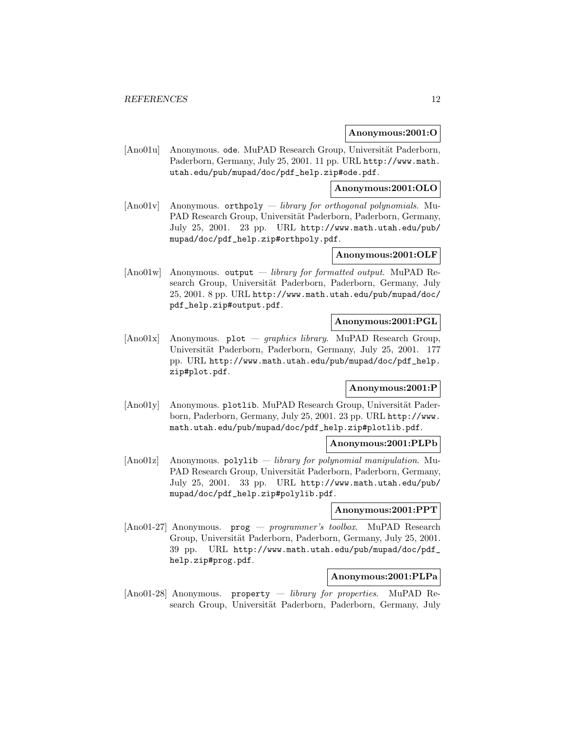**Anonymous:2001:O**

[Ano01u] Anonymous. `ode`. MuPAD Research Group, Universität Paderborn, Paderborn, Germany, July 25, 2001. 11 pp. URL `http://www.math.utah.edu/pub/mupad/doc/pdf_help.zip#ode.pdf`.

**Anonymous:2001:OLO**

[Ano01v] Anonymous. `orthpoly` — *library for orthogonal polynomials*. MuPAD Research Group, Universität Paderborn, Paderborn, Germany, July 25, 2001. 23 pp. URL `http://www.math.utah.edu/pub/mupad/doc/pdf_help.zip#orthpoly.pdf`.

**Anonymous:2001:OLF**

[Ano01w] Anonymous. `output` — *library for formatted output*. MuPAD Research Group, Universität Paderborn, Paderborn, Germany, July 25, 2001. 8 pp. URL `http://www.math.utah.edu/pub/mupad/doc/pdf_help.zip#output.pdf`.

**Anonymous:2001:PGL**

[Ano01x] Anonymous. `plot` — *graphics library*. MuPAD Research Group, Universität Paderborn, Paderborn, Germany, July 25, 2001. 177 pp. URL `http://www.math.utah.edu/pub/mupad/doc/pdf_help.zip#plot.pdf`.

**Anonymous:2001:P**

[Ano01y] Anonymous. `plotlib`. MuPAD Research Group, Universität Paderborn, Paderborn, Germany, July 25, 2001. 23 pp. URL `http://www.math.utah.edu/pub/mupad/doc/pdf_help.zip#plotlib.pdf`.

**Anonymous:2001:PLPb**

[Ano01z] Anonymous. `polylib` — *library for polynomial manipulation*. MuPAD Research Group, Universität Paderborn, Paderborn, Germany, July 25, 2001. 33 pp. URL `http://www.math.utah.edu/pub/mupad/doc/pdf_help.zip#polylib.pdf`.

**Anonymous:2001:PPT**

[Ano01-27] Anonymous. `prog` — *programmer's toolbox*. MuPAD Research Group, Universität Paderborn, Paderborn, Germany, July 25, 2001. 39 pp. URL `http://www.math.utah.edu/pub/mupad/doc/pdf_help.zip#prog.pdf`.

**Anonymous:2001:PLPa**

[Ano01-28] Anonymous. `property` — *library for properties*. MuPAD Research Group, Universität Paderborn, Paderborn, Germany, July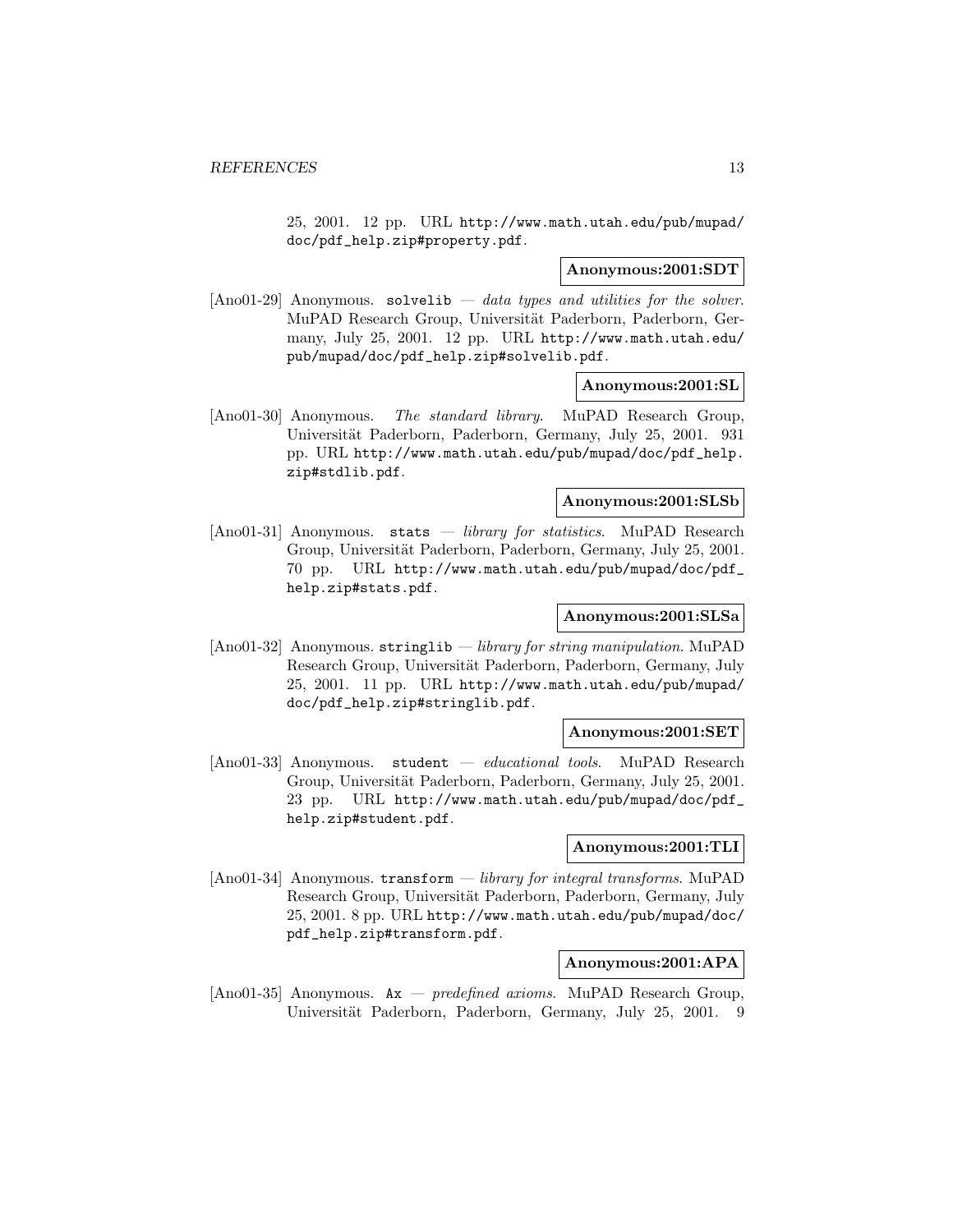25, 2001. 12 pp. URL `http://www.math.utah.edu/pub/mupad/doc/pdf_help.zip#property.pdf`.

**Anonymous:2001:SDT**

[Ano01-29] Anonymous. `solvelib` — *data types and utilities for the solver*. MuPAD Research Group, Universität Paderborn, Paderborn, Germany, July 25, 2001. 12 pp. URL `http://www.math.utah.edu/pub/mupad/doc/pdf_help.zip#solvelib.pdf`.

**Anonymous:2001:SL**

[Ano01-30] Anonymous. *The standard library*. MuPAD Research Group, Universität Paderborn, Paderborn, Germany, July 25, 2001. 931 pp. URL `http://www.math.utah.edu/pub/mupad/doc/pdf_help.zip#stdlib.pdf`.

**Anonymous:2001:SLSb**

[Ano01-31] Anonymous. `stats` — *library for statistics*. MuPAD Research Group, Universität Paderborn, Paderborn, Germany, July 25, 2001. 70 pp. URL `http://www.math.utah.edu/pub/mupad/doc/pdf_help.zip#stats.pdf`.

**Anonymous:2001:SLSa**

[Ano01-32] Anonymous. `stringlib` — *library for string manipulation*. MuPAD Research Group, Universität Paderborn, Paderborn, Germany, July 25, 2001. 11 pp. URL `http://www.math.utah.edu/pub/mupad/doc/pdf_help.zip#stringlib.pdf`.

**Anonymous:2001:SET**

[Ano01-33] Anonymous. `student` — *educational tools*. MuPAD Research Group, Universität Paderborn, Paderborn, Germany, July 25, 2001. 23 pp. URL `http://www.math.utah.edu/pub/mupad/doc/pdf_help.zip#student.pdf`.

**Anonymous:2001:TLI**

[Ano01-34] Anonymous. `transform` — *library for integral transforms*. MuPAD Research Group, Universität Paderborn, Paderborn, Germany, July 25, 2001. 8 pp. URL `http://www.math.utah.edu/pub/mupad/doc/pdf_help.zip#transform.pdf`.

**Anonymous:2001:APA**

[Ano01-35] Anonymous. `Ax` — *predefined axioms*. MuPAD Research Group, Universität Paderborn, Paderborn, Germany, July 25, 2001. 9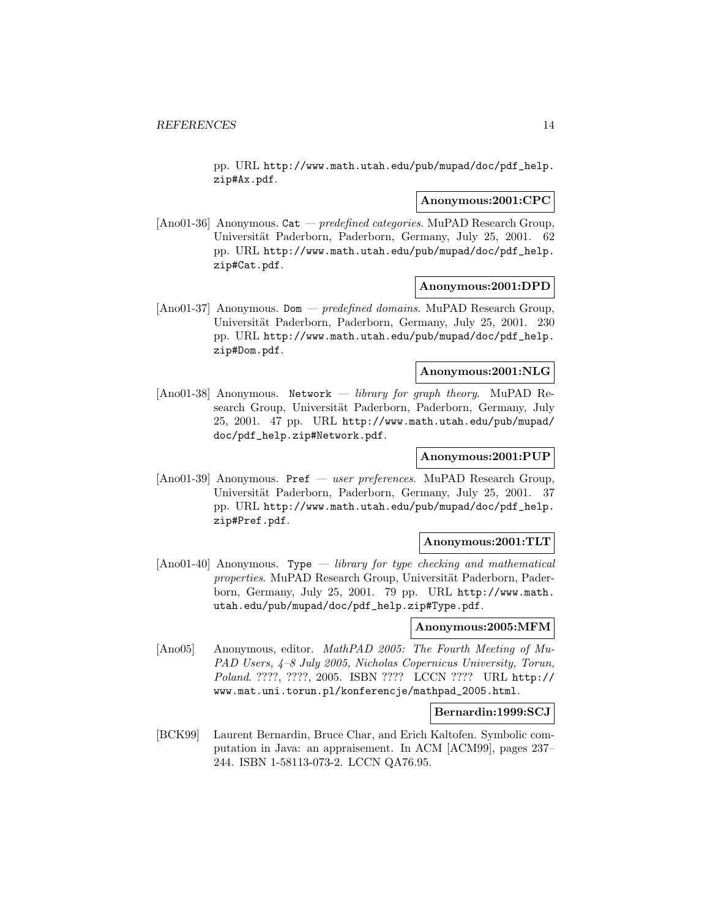pp. URL http://www.math.utah.edu/pub/mupad/doc/pdf_help.zip#Ax.pdf.

**Anonymous:2001:CPC**

[Ano01-36] Anonymous. `Cat` — *predefined categories*. MuPAD Research Group, Universität Paderborn, Paderborn, Germany, July 25, 2001. 62 pp. URL http://www.math.utah.edu/pub/mupad/doc/pdf_help.zip#Cat.pdf.

**Anonymous:2001:DPD**

[Ano01-37] Anonymous. `Dom` — *predefined domains*. MuPAD Research Group, Universität Paderborn, Paderborn, Germany, July 25, 2001. 230 pp. URL http://www.math.utah.edu/pub/mupad/doc/pdf_help.zip#Dom.pdf.

**Anonymous:2001:NLG**

[Ano01-38] Anonymous. `Network` — *library for graph theory*. MuPAD Research Group, Universität Paderborn, Paderborn, Germany, July 25, 2001. 47 pp. URL http://www.math.utah.edu/pub/mupad/doc/pdf_help.zip#Network.pdf.

**Anonymous:2001:PUP**

[Ano01-39] Anonymous. `Pref` — *user preferences*. MuPAD Research Group, Universität Paderborn, Paderborn, Germany, July 25, 2001. 37 pp. URL http://www.math.utah.edu/pub/mupad/doc/pdf_help.zip#Pref.pdf.

**Anonymous:2001:TLT**

[Ano01-40] Anonymous. `Type` — *library for type checking and mathematical properties*. MuPAD Research Group, Universität Paderborn, Paderborn, Germany, July 25, 2001. 79 pp. URL http://www.math.utah.edu/pub/mupad/doc/pdf_help.zip#Type.pdf.

**Anonymous:2005:MFM**

[Ano05] Anonymous, editor. *MathPAD 2005: The Fourth Meeting of MuPAD Users, 4–8 July 2005, Nicholas Copernicus University, Torun, Poland*. ????, ????, 2005. ISBN ???? LCCN ???? URL http://www.mat.uni.torun.pl/konferencje/mathpad_2005.html.

**Bernardin:1999:SCJ**

[BCK99] Laurent Bernardin, Bruce Char, and Erich Kaltofen. Symbolic computation in Java: an appraisement. In ACM [ACM99], pages 237–244. ISBN 1-58113-073-2. LCCN QA76.95.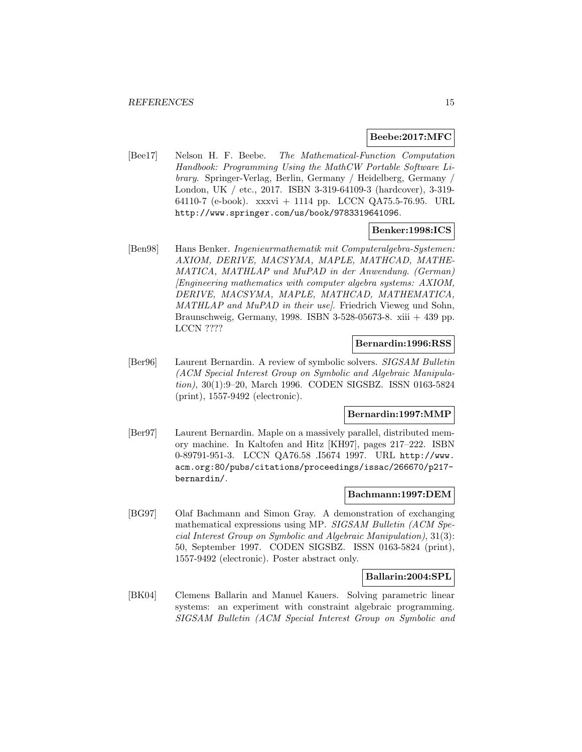**Beebe:2017:MFC**

[Bee17] Nelson H. F. Beebe. *The Mathematical-Function Computation Handbook: Programming Using the MathCW Portable Software Library*. Springer-Verlag, Berlin, Germany / Heidelberg, Germany / London, UK / etc., 2017. ISBN 3-319-64109-3 (hardcover), 3-319-64110-7 (e-book). xxxvi + 1114 pp. LCCN QA75.5-76.95. URL http://www.springer.com/us/book/9783319641096.

**Benker:1998:ICS**

[Ben98] Hans Benker. *Ingenieurmathematik mit Computeralgebra-Systemen: AXIOM, DERIVE, MACSYMA, MAPLE, MATHCAD, MATHEMATICA, MATHLAP und MuPAD in der Anwendung. (German) [Engineering mathematics with computer algebra systems: AXIOM, DERIVE, MACSYMA, MAPLE, MATHCAD, MATHEMATICA, MATHLAP and MuPAD in their use]*. Friedrich Vieweg und Sohn, Braunschweig, Germany, 1998. ISBN 3-528-05673-8. xiii + 439 pp. LCCN ????

**Bernardin:1996:RSS**

[Ber96] Laurent Bernardin. A review of symbolic solvers. *SIGSAM Bulletin (ACM Special Interest Group on Symbolic and Algebraic Manipulation)*, 30(1):9–20, March 1996. CODEN SIGSBZ. ISSN 0163-5824 (print), 1557-9492 (electronic).

**Bernardin:1997:MMP**

[Ber97] Laurent Bernardin. Maple on a massively parallel, distributed memory machine. In Kaltofen and Hitz [KH97], pages 217–222. ISBN 0-89791-951-3. LCCN QA76.58 .I5674 1997. URL http://www.acm.org:80/pubs/citations/proceedings/issac/266670/p217-bernardin/.

**Bachmann:1997:DEM**

[BG97] Olaf Bachmann and Simon Gray. A demonstration of exchanging mathematical expressions using MP. *SIGSAM Bulletin (ACM Special Interest Group on Symbolic and Algebraic Manipulation)*, 31(3):50, September 1997. CODEN SIGSBZ. ISSN 0163-5824 (print), 1557-9492 (electronic). Poster abstract only.

**Ballarin:2004:SPL**

[BK04] Clemens Ballarin and Manuel Kauers. Solving parametric linear systems: an experiment with constraint algebraic programming. *SIGSAM Bulletin (ACM Special Interest Group on Symbolic and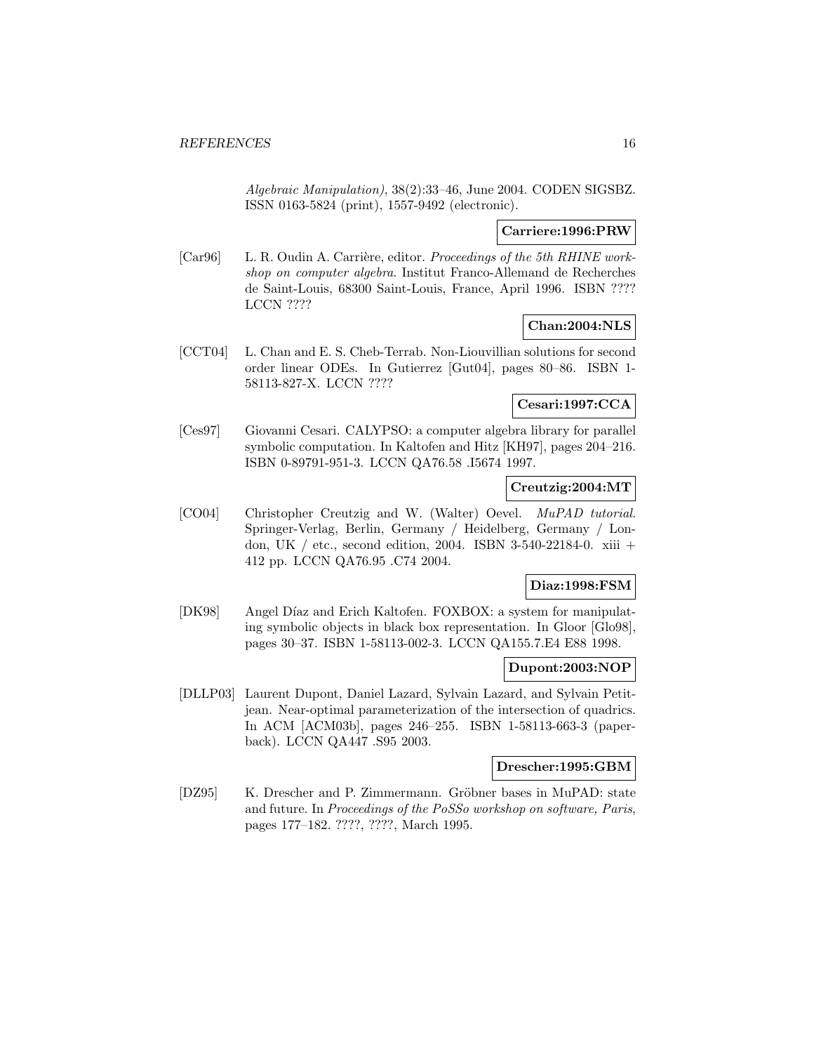*Algebraic Manipulation)*, 38(2):33–46, June 2004. CODEN SIGSBZ. ISSN 0163-5824 (print), 1557-9492 (electronic).

**Carriere:1996:PRW**

[Car96] L. R. Oudin A. Carrière, editor. *Proceedings of the 5th RHINE workshop on computer algebra*. Institut Franco-Allemand de Recherches de Saint-Louis, 68300 Saint-Louis, France, April 1996. ISBN ???? LCCN ????

**Chan:2004:NLS**

[CCT04] L. Chan and E. S. Cheb-Terrab. Non-Liouvillian solutions for second order linear ODEs. In Gutierrez [Gut04], pages 80–86. ISBN 1-58113-827-X. LCCN ????

**Cesari:1997:CCA**

[Ces97] Giovanni Cesari. CALYPSO: a computer algebra library for parallel symbolic computation. In Kaltofen and Hitz [KH97], pages 204–216. ISBN 0-89791-951-3. LCCN QA76.58 .I5674 1997.

**Creutzig:2004:MT**

[CO04] Christopher Creutzig and W. (Walter) Oevel. *MuPAD tutorial*. Springer-Verlag, Berlin, Germany / Heidelberg, Germany / London, UK / etc., second edition, 2004. ISBN 3-540-22184-0. xiii + 412 pp. LCCN QA76.95 .C74 2004.

**Diaz:1998:FSM**

[DK98] Angel Díaz and Erich Kaltofen. FOXBOX: a system for manipulating symbolic objects in black box representation. In Gloor [Glo98], pages 30–37. ISBN 1-58113-002-3. LCCN QA155.7.E4 E88 1998.

**Dupont:2003:NOP**

[DLLP03] Laurent Dupont, Daniel Lazard, Sylvain Lazard, and Sylvain Petitjean. Near-optimal parameterization of the intersection of quadrics. In ACM [ACM03b], pages 246–255. ISBN 1-58113-663-3 (paperback). LCCN QA447 .S95 2003.

**Drescher:1995:GBM**

[DZ95] K. Drescher and P. Zimmermann. Gröbner bases in MuPAD: state and future. In *Proceedings of the PoSSo workshop on software, Paris*, pages 177–182. ????, ????, March 1995.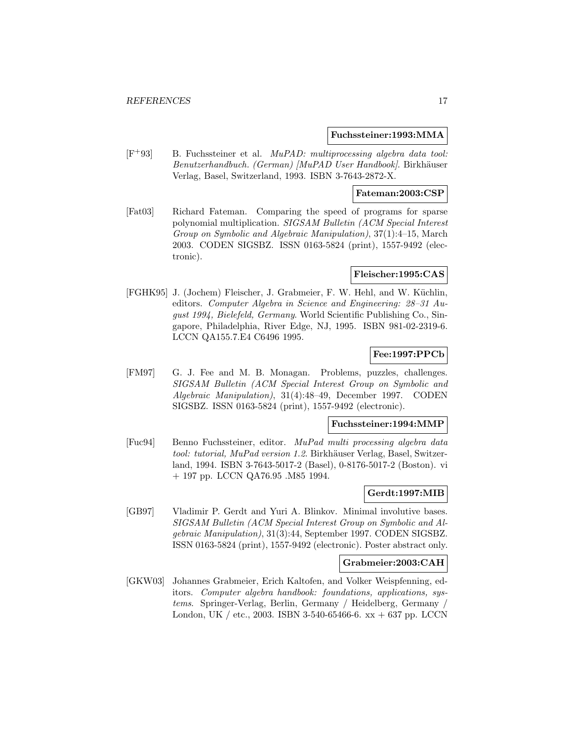**Fuchssteiner:1993:MMA**

[F$^+$93] B. Fuchssteiner et al. *MuPAD: multiprocessing algebra data tool: Benutzerhandbuch. (German) [MuPAD User Handbook]*. Birkhäuser Verlag, Basel, Switzerland, 1993. ISBN 3-7643-2872-X.

**Fateman:2003:CSP**

[Fat03] Richard Fateman. Comparing the speed of programs for sparse polynomial multiplication. *SIGSAM Bulletin (ACM Special Interest Group on Symbolic and Algebraic Manipulation)*, 37(1):4–15, March 2003. CODEN SIGSBZ. ISSN 0163-5824 (print), 1557-9492 (electronic).

**Fleischer:1995:CAS**

[FGHK95] J. (Jochem) Fleischer, J. Grabmeier, F. W. Hehl, and W. Küchlin, editors. *Computer Algebra in Science and Engineering: 28–31 August 1994, Bielefeld, Germany*. World Scientific Publishing Co., Singapore, Philadelphia, River Edge, NJ, 1995. ISBN 981-02-2319-6. LCCN QA155.7.E4 C6496 1995.

**Fee:1997:PPCb**

[FM97] G. J. Fee and M. B. Monagan. Problems, puzzles, challenges. *SIGSAM Bulletin (ACM Special Interest Group on Symbolic and Algebraic Manipulation)*, 31(4):48–49, December 1997. CODEN SIGSBZ. ISSN 0163-5824 (print), 1557-9492 (electronic).

**Fuchssteiner:1994:MMP**

[Fuc94] Benno Fuchssteiner, editor. *MuPad multi processing algebra data tool: tutorial, MuPad version 1.2*. Birkhäuser Verlag, Basel, Switzerland, 1994. ISBN 3-7643-5017-2 (Basel), 0-8176-5017-2 (Boston). vi + 197 pp. LCCN QA76.95 .M85 1994.

**Gerdt:1997:MIB**

[GB97] Vladimir P. Gerdt and Yuri A. Blinkov. Minimal involutive bases. *SIGSAM Bulletin (ACM Special Interest Group on Symbolic and Algebraic Manipulation)*, 31(3):44, September 1997. CODEN SIGSBZ. ISSN 0163-5824 (print), 1557-9492 (electronic). Poster abstract only.

**Grabmeier:2003:CAH**

[GKW03] Johannes Grabmeier, Erich Kaltofen, and Volker Weispfenning, editors. *Computer algebra handbook: foundations, applications, systems*. Springer-Verlag, Berlin, Germany / Heidelberg, Germany / London, UK / etc., 2003. ISBN 3-540-65466-6. xx + 637 pp. LCCN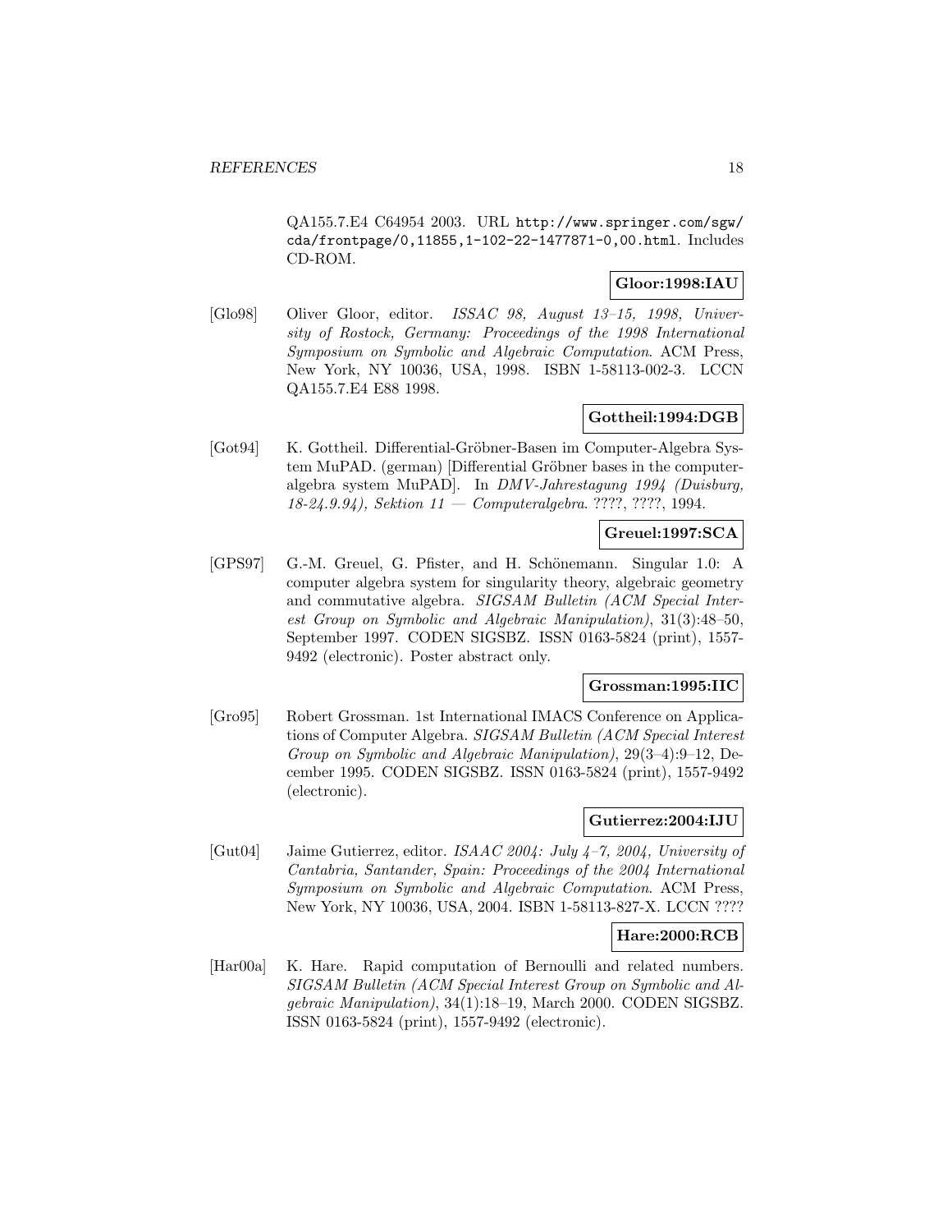QA155.7.E4 C64954 2003. URL http://www.springer.com/sgw/cda/frontpage/0,11855,1-102-22-1477871-0,00.html. Includes CD-ROM.

**Gloor:1998:IAU**

[Glo98] Oliver Gloor, editor. *ISSAC 98, August 13–15, 1998, University of Rostock, Germany: Proceedings of the 1998 International Symposium on Symbolic and Algebraic Computation*. ACM Press, New York, NY 10036, USA, 1998. ISBN 1-58113-002-3. LCCN QA155.7.E4 E88 1998.

**Gottheil:1994:DGB**

[Got94] K. Gottheil. Differential-Gröbner-Basen im Computer-Algebra System MuPAD. (german) [Differential Gröbner bases in the computer-algebra system MuPAD]. In *DMV-Jahrestagung 1994 (Duisburg, 18-24.9.94), Sektion 11 — Computeralgebra*. ????, ????, 1994.

**Greuel:1997:SCA**

[GPS97] G.-M. Greuel, G. Pfister, and H. Schönemann. Singular 1.0: A computer algebra system for singularity theory, algebraic geometry and commutative algebra. *SIGSAM Bulletin (ACM Special Interest Group on Symbolic and Algebraic Manipulation)*, 31(3):48–50, September 1997. CODEN SIGSBZ. ISSN 0163-5824 (print), 1557-9492 (electronic). Poster abstract only.

**Grossman:1995:IIC**

[Gro95] Robert Grossman. 1st International IMACS Conference on Applications of Computer Algebra. *SIGSAM Bulletin (ACM Special Interest Group on Symbolic and Algebraic Manipulation)*, 29(3–4):9–12, December 1995. CODEN SIGSBZ. ISSN 0163-5824 (print), 1557-9492 (electronic).

**Gutierrez:2004:IJU**

[Gut04] Jaime Gutierrez, editor. *ISAAC 2004: July 4–7, 2004, University of Cantabria, Santander, Spain: Proceedings of the 2004 International Symposium on Symbolic and Algebraic Computation*. ACM Press, New York, NY 10036, USA, 2004. ISBN 1-58113-827-X. LCCN ????

**Hare:2000:RCB**

[Har00a] K. Hare. Rapid computation of Bernoulli and related numbers. *SIGSAM Bulletin (ACM Special Interest Group on Symbolic and Algebraic Manipulation)*, 34(1):18–19, March 2000. CODEN SIGSBZ. ISSN 0163-5824 (print), 1557-9492 (electronic).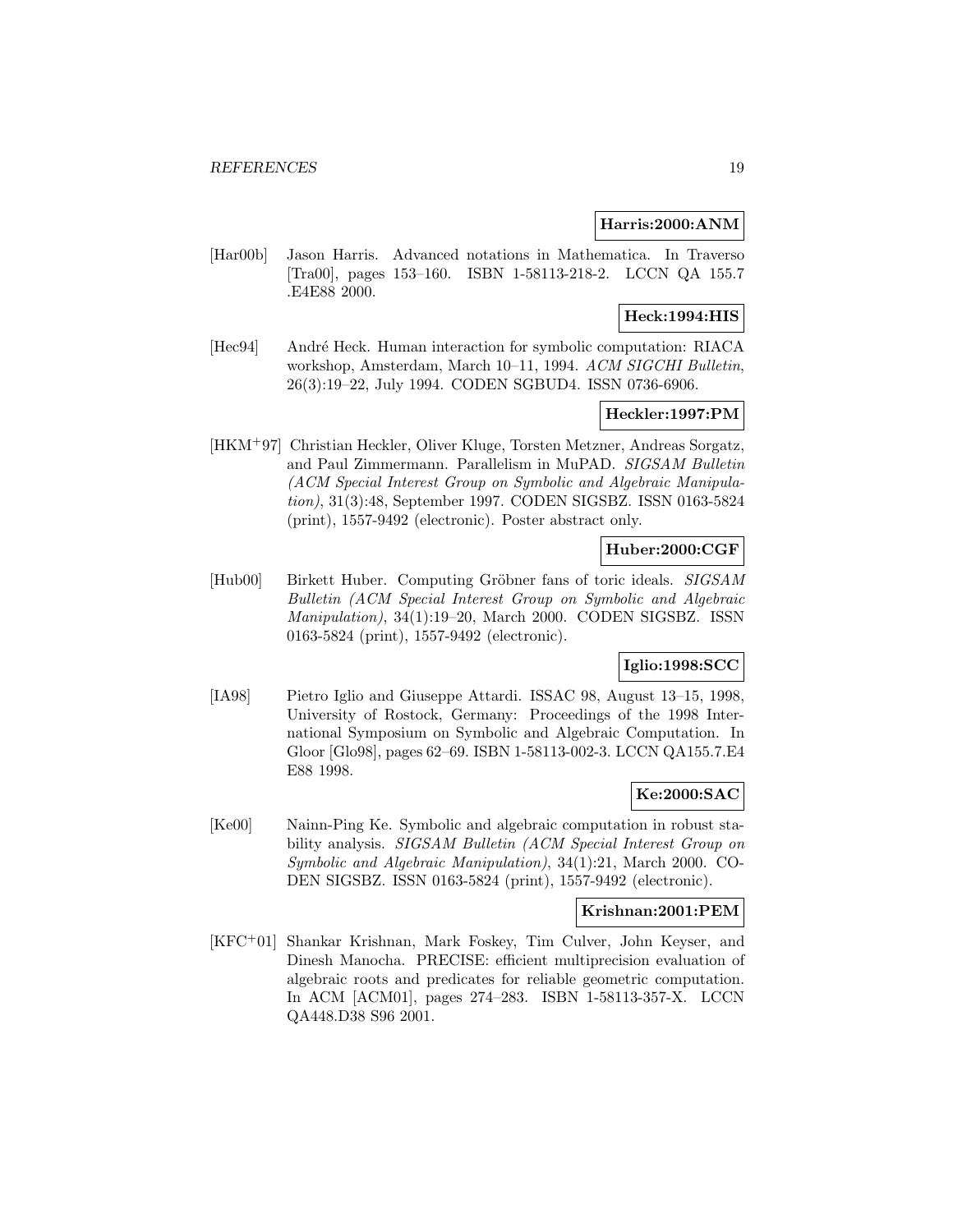**Harris:2000:ANM**

[Har00b] Jason Harris. Advanced notations in Mathematica. In Traverso [Tra00], pages 153–160. ISBN 1-58113-218-2. LCCN QA 155.7 .E4E88 2000.

**Heck:1994:HIS**

[Hec94] André Heck. Human interaction for symbolic computation: RIACA workshop, Amsterdam, March 10–11, 1994. *ACM SIGCHI Bulletin*, 26(3):19–22, July 1994. CODEN SGBUD4. ISSN 0736-6906.

**Heckler:1997:PM**

[HKM+97] Christian Heckler, Oliver Kluge, Torsten Metzner, Andreas Sorgatz, and Paul Zimmermann. Parallelism in MuPAD. *SIGSAM Bulletin (ACM Special Interest Group on Symbolic and Algebraic Manipulation)*, 31(3):48, September 1997. CODEN SIGSBZ. ISSN 0163-5824 (print), 1557-9492 (electronic). Poster abstract only.

**Huber:2000:CGF**

[Hub00] Birkett Huber. Computing Gröbner fans of toric ideals. *SIGSAM Bulletin (ACM Special Interest Group on Symbolic and Algebraic Manipulation)*, 34(1):19–20, March 2000. CODEN SIGSBZ. ISSN 0163-5824 (print), 1557-9492 (electronic).

**Iglio:1998:SCC**

[IA98] Pietro Iglio and Giuseppe Attardi. ISSAC 98, August 13–15, 1998, University of Rostock, Germany: Proceedings of the 1998 International Symposium on Symbolic and Algebraic Computation. In Gloor [Glo98], pages 62–69. ISBN 1-58113-002-3. LCCN QA155.7.E4 E88 1998.

**Ke:2000:SAC**

[Ke00] Nainn-Ping Ke. Symbolic and algebraic computation in robust stability analysis. *SIGSAM Bulletin (ACM Special Interest Group on Symbolic and Algebraic Manipulation)*, 34(1):21, March 2000. CODEN SIGSBZ. ISSN 0163-5824 (print), 1557-9492 (electronic).

**Krishnan:2001:PEM**

[KFC+01] Shankar Krishnan, Mark Foskey, Tim Culver, John Keyser, and Dinesh Manocha. PRECISE: efficient multiprecision evaluation of algebraic roots and predicates for reliable geometric computation. In ACM [ACM01], pages 274–283. ISBN 1-58113-357-X. LCCN QA448.D38 S96 2001.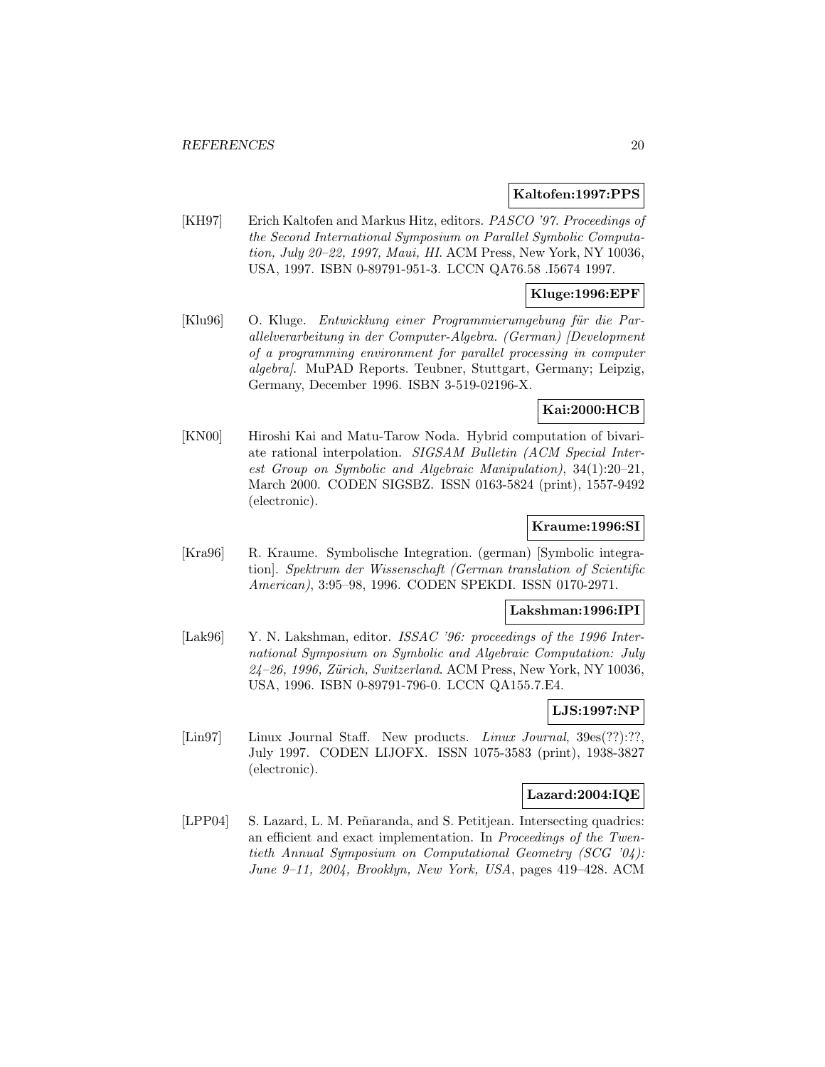**Kaltofen:1997:PPS**

[KH97] Erich Kaltofen and Markus Hitz, editors. *PASCO '97. Proceedings of the Second International Symposium on Parallel Symbolic Computation, July 20–22, 1997, Maui, HI.* ACM Press, New York, NY 10036, USA, 1997. ISBN 0-89791-951-3. LCCN QA76.58 .I5674 1997.

**Kluge:1996:EPF**

[Klu96] O. Kluge. *Entwicklung einer Programmierumgebung für die Parallelverarbeitung in der Computer-Algebra. (German) [Development of a programming environment for parallel processing in computer algebra].* MuPAD Reports. Teubner, Stuttgart, Germany; Leipzig, Germany, December 1996. ISBN 3-519-02196-X.

**Kai:2000:HCB**

[KN00] Hiroshi Kai and Matu-Tarow Noda. Hybrid computation of bivariate rational interpolation. *SIGSAM Bulletin (ACM Special Interest Group on Symbolic and Algebraic Manipulation)*, 34(1):20–21, March 2000. CODEN SIGSBZ. ISSN 0163-5824 (print), 1557-9492 (electronic).

**Kraume:1996:SI**

[Kra96] R. Kraume. Symbolische Integration. (german) [Symbolic integration]. *Spektrum der Wissenschaft (German translation of Scientific American)*, 3:95–98, 1996. CODEN SPEKDI. ISSN 0170-2971.

**Lakshman:1996:IPI**

[Lak96] Y. N. Lakshman, editor. *ISSAC '96: proceedings of the 1996 International Symposium on Symbolic and Algebraic Computation: July 24–26, 1996, Zürich, Switzerland*. ACM Press, New York, NY 10036, USA, 1996. ISBN 0-89791-796-0. LCCN QA155.7.E4.

**LJS:1997:NP**

[Lin97] Linux Journal Staff. New products. *Linux Journal*, 39es(??):??, July 1997. CODEN LIJOFX. ISSN 1075-3583 (print), 1938-3827 (electronic).

**Lazard:2004:IQE**

[LPP04] S. Lazard, L. M. Peñaranda, and S. Petitjean. Intersecting quadrics: an efficient and exact implementation. In *Proceedings of the Twentieth Annual Symposium on Computational Geometry (SCG '04): June 9–11, 2004, Brooklyn, New York, USA*, pages 419–428. ACM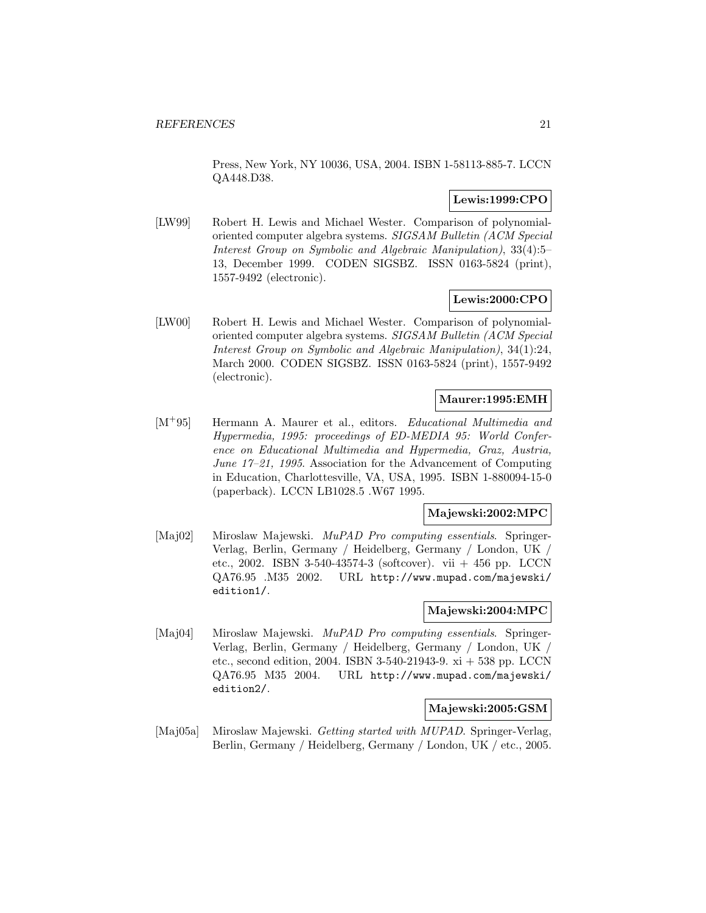Press, New York, NY 10036, USA, 2004. ISBN 1-58113-885-7. LCCN QA448.D38.

**Lewis:1999:CPO**

[LW99] Robert H. Lewis and Michael Wester. Comparison of polynomial-oriented computer algebra systems. *SIGSAM Bulletin (ACM Special Interest Group on Symbolic and Algebraic Manipulation)*, 33(4):5–13, December 1999. CODEN SIGSBZ. ISSN 0163-5824 (print), 1557-9492 (electronic).

**Lewis:2000:CPO**

[LW00] Robert H. Lewis and Michael Wester. Comparison of polynomial-oriented computer algebra systems. *SIGSAM Bulletin (ACM Special Interest Group on Symbolic and Algebraic Manipulation)*, 34(1):24, March 2000. CODEN SIGSBZ. ISSN 0163-5824 (print), 1557-9492 (electronic).

**Maurer:1995:EMH**

[M+95] Hermann A. Maurer et al., editors. *Educational Multimedia and Hypermedia, 1995: proceedings of ED-MEDIA 95: World Conference on Educational Multimedia and Hypermedia, Graz, Austria, June 17–21, 1995*. Association for the Advancement of Computing in Education, Charlottesville, VA, USA, 1995. ISBN 1-880094-15-0 (paperback). LCCN LB1028.5 .W67 1995.

**Majewski:2002:MPC**

[Maj02] Miroslaw Majewski. *MuPAD Pro computing essentials*. Springer-Verlag, Berlin, Germany / Heidelberg, Germany / London, UK / etc., 2002. ISBN 3-540-43574-3 (softcover). vii + 456 pp. LCCN QA76.95 .M35 2002. URL `http://www.mupad.com/majewski/edition1/`.

**Majewski:2004:MPC**

[Maj04] Miroslaw Majewski. *MuPAD Pro computing essentials*. Springer-Verlag, Berlin, Germany / Heidelberg, Germany / London, UK / etc., second edition, 2004. ISBN 3-540-21943-9. xi + 538 pp. LCCN QA76.95 M35 2004. URL `http://www.mupad.com/majewski/edition2/`.

**Majewski:2005:GSM**

[Maj05a] Miroslaw Majewski. *Getting started with MUPAD*. Springer-Verlag, Berlin, Germany / Heidelberg, Germany / London, UK / etc., 2005.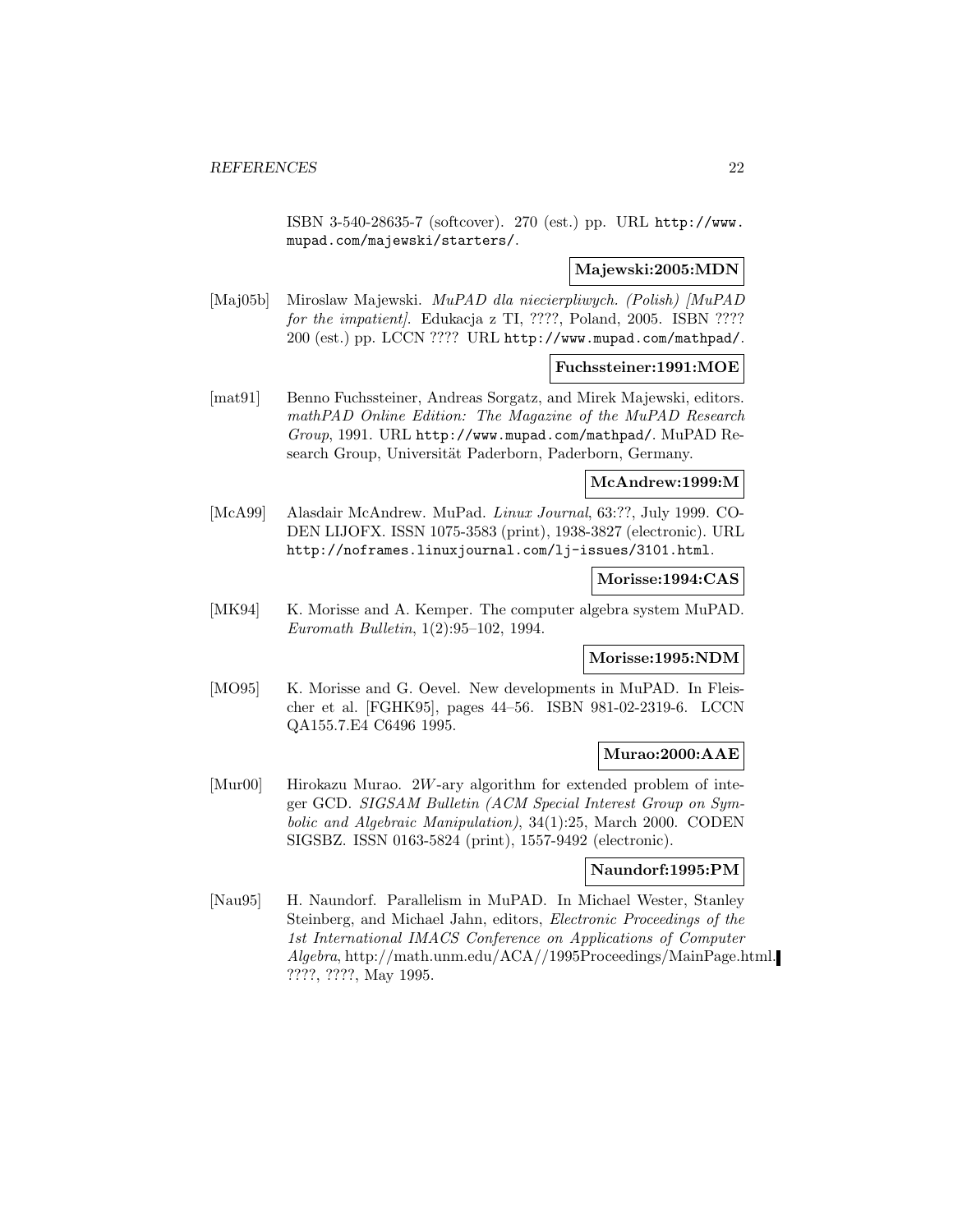ISBN 3-540-28635-7 (softcover). 270 (est.) pp. URL `http://www.mupad.com/majewski/starters/`.

**Majewski:2005:MDN**

[Maj05b] Miroslaw Majewski. *MuPAD dla niecierpliwych. (Polish) [MuPAD for the impatient]*. Edukacja z TI, ????, Poland, 2005. ISBN ???? 200 (est.) pp. LCCN ???? URL `http://www.mupad.com/mathpad/`.

**Fuchssteiner:1991:MOE**

[mat91] Benno Fuchssteiner, Andreas Sorgatz, and Mirek Majewski, editors. *mathPAD Online Edition: The Magazine of the MuPAD Research Group*, 1991. URL `http://www.mupad.com/mathpad/`. MuPAD Research Group, Universität Paderborn, Paderborn, Germany.

**McAndrew:1999:M**

[McA99] Alasdair McAndrew. MuPad. *Linux Journal*, 63:??, July 1999. CODEN LIJOFX. ISSN 1075-3583 (print), 1938-3827 (electronic). URL `http://noframes.linuxjournal.com/lj-issues/3101.html`.

**Morisse:1994:CAS**

[MK94] K. Morisse and A. Kemper. The computer algebra system MuPAD. *Euromath Bulletin*, 1(2):95–102, 1994.

**Morisse:1995:NDM**

[MO95] K. Morisse and G. Oevel. New developments in MuPAD. In Fleischer et al. [FGHK95], pages 44–56. ISBN 981-02-2319-6. LCCN QA155.7.E4 C6496 1995.

**Murao:2000:AAE**

[Mur00] Hirokazu Murao. $2W$-ary algorithm for extended problem of integer GCD. *SIGSAM Bulletin (ACM Special Interest Group on Symbolic and Algebraic Manipulation)*, 34(1):25, March 2000. CODEN SIGSBZ. ISSN 0163-5824 (print), 1557-9492 (electronic).

**Naundorf:1995:PM**

[Nau95] H. Naundorf. Parallelism in MuPAD. In Michael Wester, Stanley Steinberg, and Michael Jahn, editors, *Electronic Proceedings of the 1st International IMACS Conference on Applications of Computer Algebra*, http://math.unm.edu/ACA//1995Proceedings/MainPage.html. ????, ????, May 1995.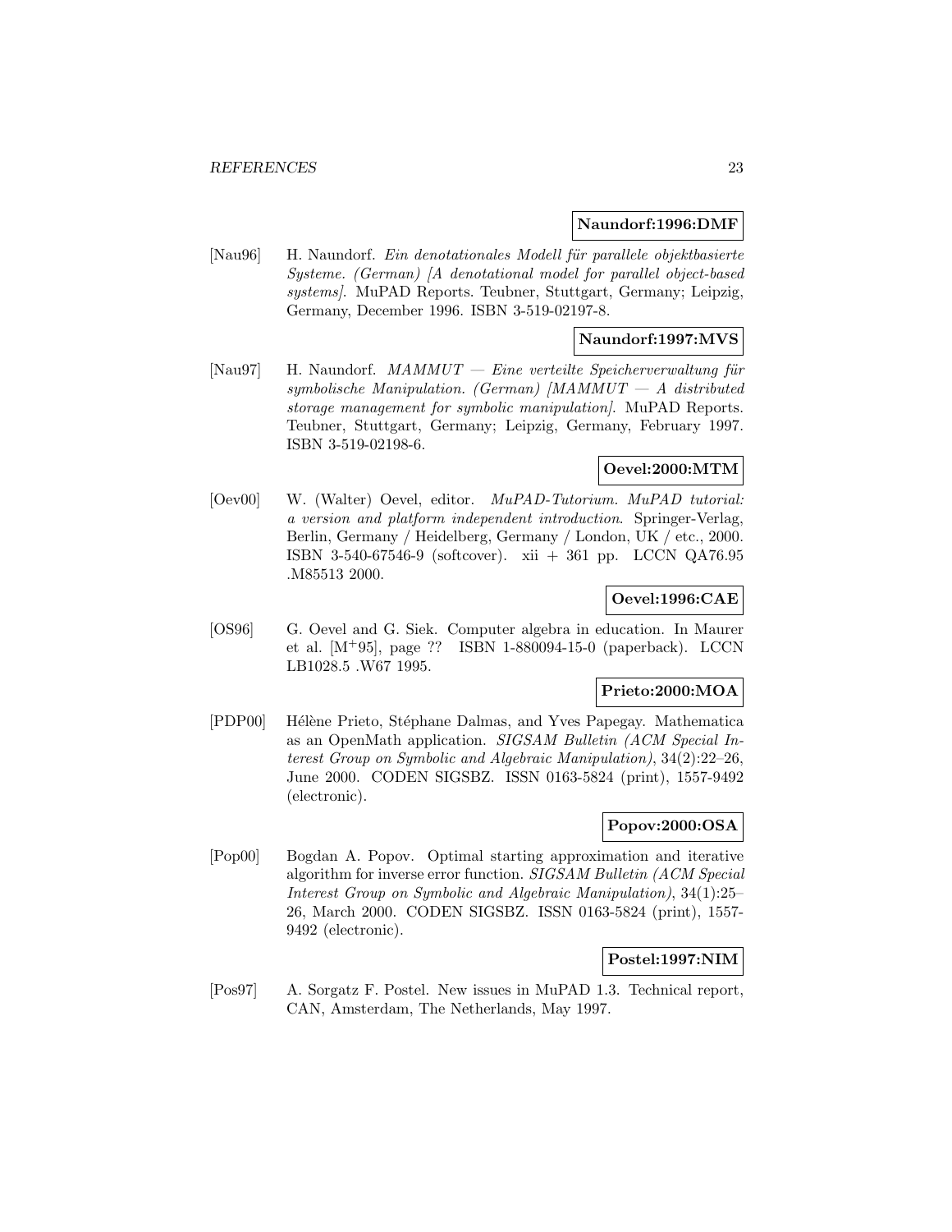**Naundorf:1996:DMF**

[Nau96] H. Naundorf. *Ein denotationales Modell für parallele objektbasierte Systeme. (German) [A denotational model for parallel object-based systems]*. MuPAD Reports. Teubner, Stuttgart, Germany; Leipzig, Germany, December 1996. ISBN 3-519-02197-8.

**Naundorf:1997:MVS**

[Nau97] H. Naundorf. *MAMMUT — Eine verteilte Speicherverwaltung für symbolische Manipulation. (German) [MAMMUT — A distributed storage management for symbolic manipulation]*. MuPAD Reports. Teubner, Stuttgart, Germany; Leipzig, Germany, February 1997. ISBN 3-519-02198-6.

**Oevel:2000:MTM**

[Oev00] W. (Walter) Oevel, editor. *MuPAD-Tutorium. MuPAD tutorial: a version and platform independent introduction*. Springer-Verlag, Berlin, Germany / Heidelberg, Germany / London, UK / etc., 2000. ISBN 3-540-67546-9 (softcover). xii + 361 pp. LCCN QA76.95 .M85513 2000.

**Oevel:1996:CAE**

[OS96] G. Oevel and G. Siek. Computer algebra in education. In Maurer et al. [M+95], page ?? ISBN 1-880094-15-0 (paperback). LCCN LB1028.5 .W67 1995.

**Prieto:2000:MOA**

[PDP00] Hélène Prieto, Stéphane Dalmas, and Yves Papegay. Mathematica as an OpenMath application. *SIGSAM Bulletin (ACM Special Interest Group on Symbolic and Algebraic Manipulation)*, 34(2):22–26, June 2000. CODEN SIGSBZ. ISSN 0163-5824 (print), 1557-9492 (electronic).

**Popov:2000:OSA**

[Pop00] Bogdan A. Popov. Optimal starting approximation and iterative algorithm for inverse error function. *SIGSAM Bulletin (ACM Special Interest Group on Symbolic and Algebraic Manipulation)*, 34(1):25–26, March 2000. CODEN SIGSBZ. ISSN 0163-5824 (print), 1557-9492 (electronic).

**Postel:1997:NIM**

[Pos97] A. Sorgatz F. Postel. New issues in MuPAD 1.3. Technical report, CAN, Amsterdam, The Netherlands, May 1997.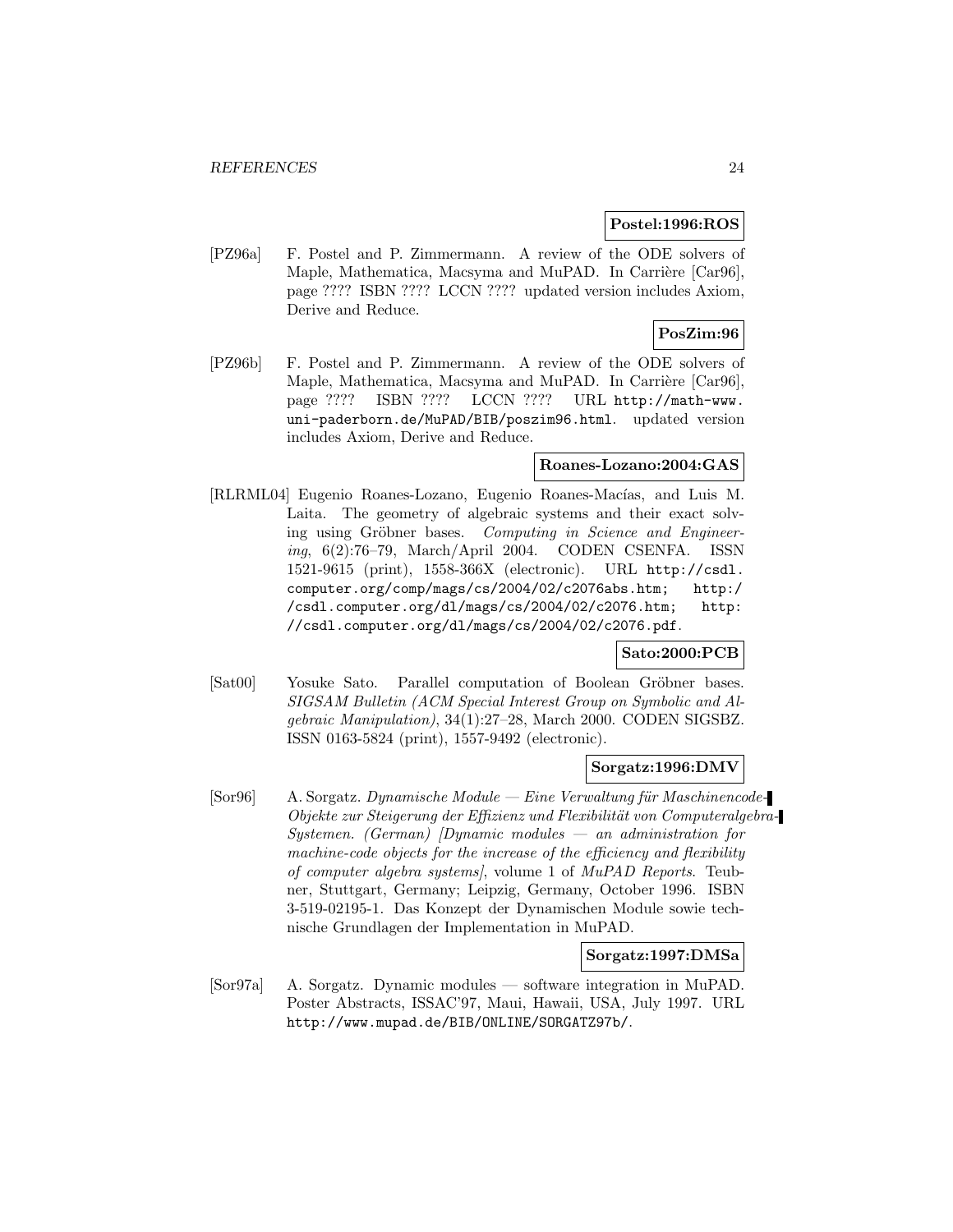**Postel:1996:ROS**

[PZ96a] F. Postel and P. Zimmermann. A review of the ODE solvers of Maple, Mathematica, Macsyma and MuPAD. In Carrière [Car96], page ???? ISBN ???? LCCN ???? updated version includes Axiom, Derive and Reduce.

**PosZim:96**

[PZ96b] F. Postel and P. Zimmermann. A review of the ODE solvers of Maple, Mathematica, Macsyma and MuPAD. In Carrière [Car96], page ???? ISBN ???? LCCN ???? URL http://math-www.uni-paderborn.de/MuPAD/BIB/poszim96.html. updated version includes Axiom, Derive and Reduce.

**Roanes-Lozano:2004:GAS**

[RLRML04] Eugenio Roanes-Lozano, Eugenio Roanes-Macías, and Luis M. Laita. The geometry of algebraic systems and their exact solving using Gröbner bases. *Computing in Science and Engineering*, 6(2):76–79, March/April 2004. CODEN CSENFA. ISSN 1521-9615 (print), 1558-366X (electronic). URL http://csdl.computer.org/comp/mags/cs/2004/02/c2076abs.htm; http://csdl.computer.org/dl/mags/cs/2004/02/c2076.htm; http://csdl.computer.org/dl/mags/cs/2004/02/c2076.pdf.

**Sato:2000:PCB**

[Sat00] Yosuke Sato. Parallel computation of Boolean Gröbner bases. *SIGSAM Bulletin (ACM Special Interest Group on Symbolic and Algebraic Manipulation)*, 34(1):27–28, March 2000. CODEN SIGSBZ. ISSN 0163-5824 (print), 1557-9492 (electronic).

**Sorgatz:1996:DMV**

[Sor96] A. Sorgatz. *Dynamische Module — Eine Verwaltung für Maschinencode-Objekte zur Steigerung der Effizienz und Flexibilität von Computeralgebra-Systemen. (German) [Dynamic modules — an administration for machine-code objects for the increase of the efficiency and flexibility of computer algebra systems]*, volume 1 of *MuPAD Reports*. Teubner, Stuttgart, Germany; Leipzig, Germany, October 1996. ISBN 3-519-02195-1. Das Konzept der Dynamischen Module sowie technische Grundlagen der Implementation in MuPAD.

**Sorgatz:1997:DMSa**

[Sor97a] A. Sorgatz. Dynamic modules — software integration in MuPAD. Poster Abstracts, ISSAC'97, Maui, Hawaii, USA, July 1997. URL http://www.mupad.de/BIB/ONLINE/SORGATZ97b/.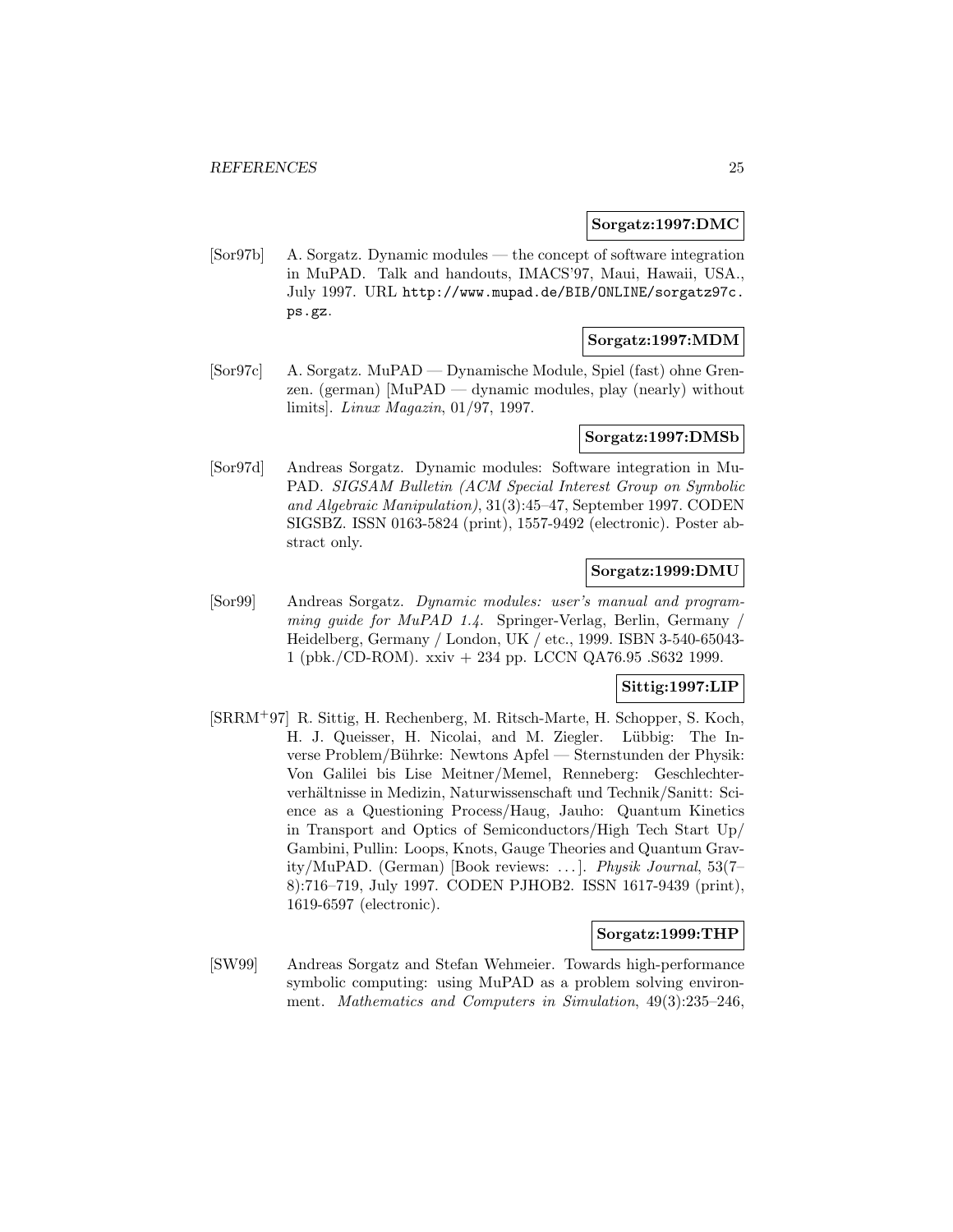**Sorgatz:1997:DMC**

[Sor97b] A. Sorgatz. Dynamic modules — the concept of software integration in MuPAD. Talk and handouts, IMACS'97, Maui, Hawaii, USA., July 1997. URL http://www.mupad.de/BIB/ONLINE/sorgatz97c.ps.gz.

**Sorgatz:1997:MDM**

[Sor97c] A. Sorgatz. MuPAD — Dynamische Module, Spiel (fast) ohne Grenzen. (german) [MuPAD — dynamic modules, play (nearly) without limits]. *Linux Magazin*, 01/97, 1997.

**Sorgatz:1997:DMSb**

[Sor97d] Andreas Sorgatz. Dynamic modules: Software integration in MuPAD. *SIGSAM Bulletin (ACM Special Interest Group on Symbolic and Algebraic Manipulation)*, 31(3):45–47, September 1997. CODEN SIGSBZ. ISSN 0163-5824 (print), 1557-9492 (electronic). Poster abstract only.

**Sorgatz:1999:DMU**

[Sor99] Andreas Sorgatz. *Dynamic modules: user's manual and programming guide for MuPAD 1.4*. Springer-Verlag, Berlin, Germany / Heidelberg, Germany / London, UK / etc., 1999. ISBN 3-540-65043-1 (pbk./CD-ROM). xxiv + 234 pp. LCCN QA76.95 .S632 1999.

**Sittig:1997:LIP**

[SRRM+97] R. Sittig, H. Rechenberg, M. Ritsch-Marte, H. Schopper, S. Koch, H. J. Queisser, H. Nicolai, and M. Ziegler. Lübbig: The Inverse Problem/Bührke: Newtons Apfel — Sternstunden der Physik: Von Galilei bis Lise Meitner/Memel, Renneberg: Geschlechterverhältnisse in Medizin, Naturwissenschaft und Technik/Sanitt: Science as a Questioning Process/Haug, Jauho: Quantum Kinetics in Transport and Optics of Semiconductors/High Tech Start Up/ Gambini, Pullin: Loops, Knots, Gauge Theories and Quantum Gravity/MuPAD. (German) [Book reviews: ...]. *Physik Journal*, 53(7–8):716–719, July 1997. CODEN PJHOB2. ISSN 1617-9439 (print), 1619-6597 (electronic).

**Sorgatz:1999:THP**

[SW99] Andreas Sorgatz and Stefan Wehmeier. Towards high-performance symbolic computing: using MuPAD as a problem solving environment. *Mathematics and Computers in Simulation*, 49(3):235–246,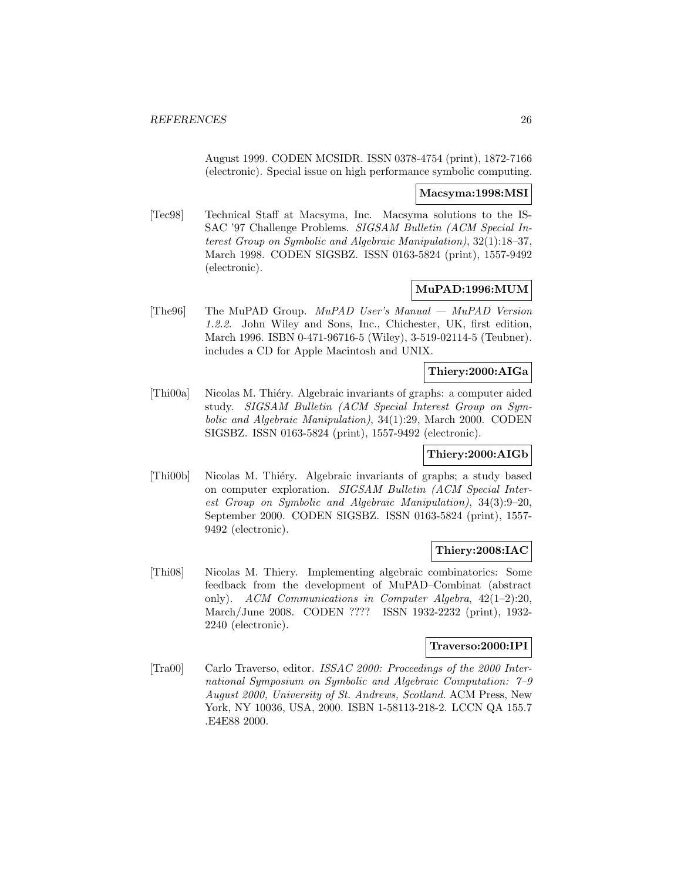August 1999. CODEN MCSIDR. ISSN 0378-4754 (print), 1872-7166 (electronic). Special issue on high performance symbolic computing.

**Macsyma:1998:MSI**

[Tec98] Technical Staff at Macsyma, Inc. Macsyma solutions to the ISSAC '97 Challenge Problems. *SIGSAM Bulletin (ACM Special Interest Group on Symbolic and Algebraic Manipulation)*, 32(1):18–37, March 1998. CODEN SIGSBZ. ISSN 0163-5824 (print), 1557-9492 (electronic).

**MuPAD:1996:MUM**

[The96] The MuPAD Group. *MuPAD User's Manual — MuPAD Version 1.2.2*. John Wiley and Sons, Inc., Chichester, UK, first edition, March 1996. ISBN 0-471-96716-5 (Wiley), 3-519-02114-5 (Teubner). includes a CD for Apple Macintosh and UNIX.

**Thiery:2000:AIGa**

[Thi00a] Nicolas M. Thiéry. Algebraic invariants of graphs: a computer aided study. *SIGSAM Bulletin (ACM Special Interest Group on Symbolic and Algebraic Manipulation)*, 34(1):29, March 2000. CODEN SIGSBZ. ISSN 0163-5824 (print), 1557-9492 (electronic).

**Thiery:2000:AIGb**

[Thi00b] Nicolas M. Thiéry. Algebraic invariants of graphs; a study based on computer exploration. *SIGSAM Bulletin (ACM Special Interest Group on Symbolic and Algebraic Manipulation)*, 34(3):9–20, September 2000. CODEN SIGSBZ. ISSN 0163-5824 (print), 1557-9492 (electronic).

**Thiery:2008:IAC**

[Thi08] Nicolas M. Thiery. Implementing algebraic combinatorics: Some feedback from the development of MuPAD–Combinat (abstract only). *ACM Communications in Computer Algebra*, 42(1–2):20, March/June 2008. CODEN ???? ISSN 1932-2232 (print), 1932-2240 (electronic).

**Traverso:2000:IPI**

[Tra00] Carlo Traverso, editor. *ISSAC 2000: Proceedings of the 2000 International Symposium on Symbolic and Algebraic Computation: 7–9 August 2000, University of St. Andrews, Scotland*. ACM Press, New York, NY 10036, USA, 2000. ISBN 1-58113-218-2. LCCN QA 155.7 .E4E88 2000.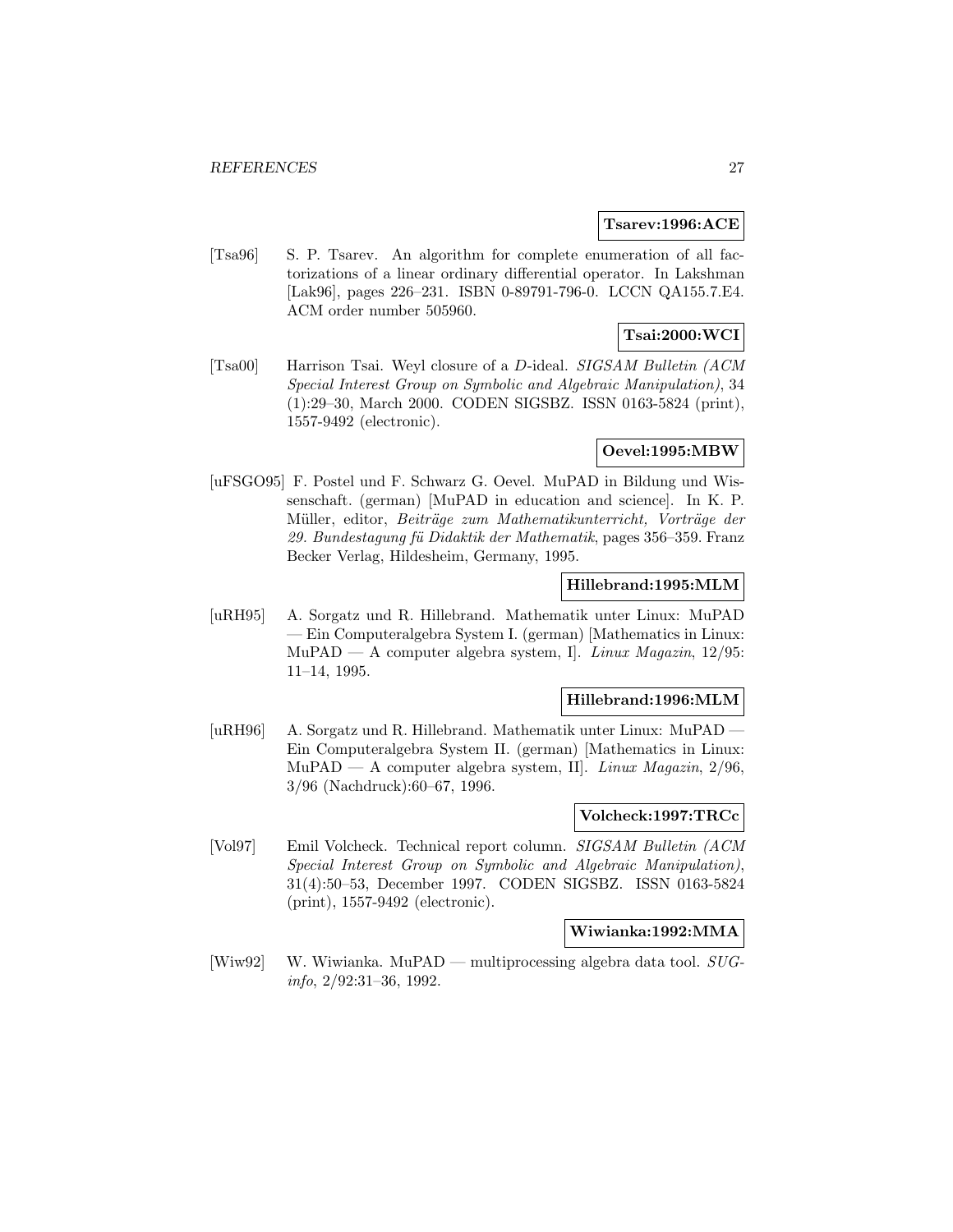**Tsarev:1996:ACE**

[Tsa96] S. P. Tsarev. An algorithm for complete enumeration of all factorizations of a linear ordinary differential operator. In Lakshman [Lak96], pages 226–231. ISBN 0-89791-796-0. LCCN QA155.7.E4. ACM order number 505960.

**Tsai:2000:WCI**

[Tsa00] Harrison Tsai. Weyl closure of a $D$-ideal. *SIGSAM Bulletin (ACM Special Interest Group on Symbolic and Algebraic Manipulation)*, 34 (1):29–30, March 2000. CODEN SIGSBZ. ISSN 0163-5824 (print), 1557-9492 (electronic).

**Oevel:1995:MBW**

[uFSGO95] F. Postel und F. Schwarz G. Oevel. MuPAD in Bildung und Wissenschaft. (german) [MuPAD in education and science]. In K. P. Müller, editor, *Beiträge zum Mathematikunterricht, Vorträge der 29. Bundestagung fü Didaktik der Mathematik*, pages 356–359. Franz Becker Verlag, Hildesheim, Germany, 1995.

**Hillebrand:1995:MLM**

[uRH95] A. Sorgatz und R. Hillebrand. Mathematik unter Linux: MuPAD — Ein Computeralgebra System I. (german) [Mathematics in Linux: MuPAD — A computer algebra system, I]. *Linux Magazin*, 12/95: 11–14, 1995.

**Hillebrand:1996:MLM**

[uRH96] A. Sorgatz und R. Hillebrand. Mathematik unter Linux: MuPAD — Ein Computeralgebra System II. (german) [Mathematics in Linux: MuPAD — A computer algebra system, II]. *Linux Magazin*, 2/96, 3/96 (Nachdruck):60–67, 1996.

**Volcheck:1997:TRCc**

[Vol97] Emil Volcheck. Technical report column. *SIGSAM Bulletin (ACM Special Interest Group on Symbolic and Algebraic Manipulation)*, 31(4):50–53, December 1997. CODEN SIGSBZ. ISSN 0163-5824 (print), 1557-9492 (electronic).

**Wiwianka:1992:MMA**

[Wiw92] W. Wiwianka. MuPAD — multiprocessing algebra data tool. *SUG-info*, 2/92:31–36, 1992.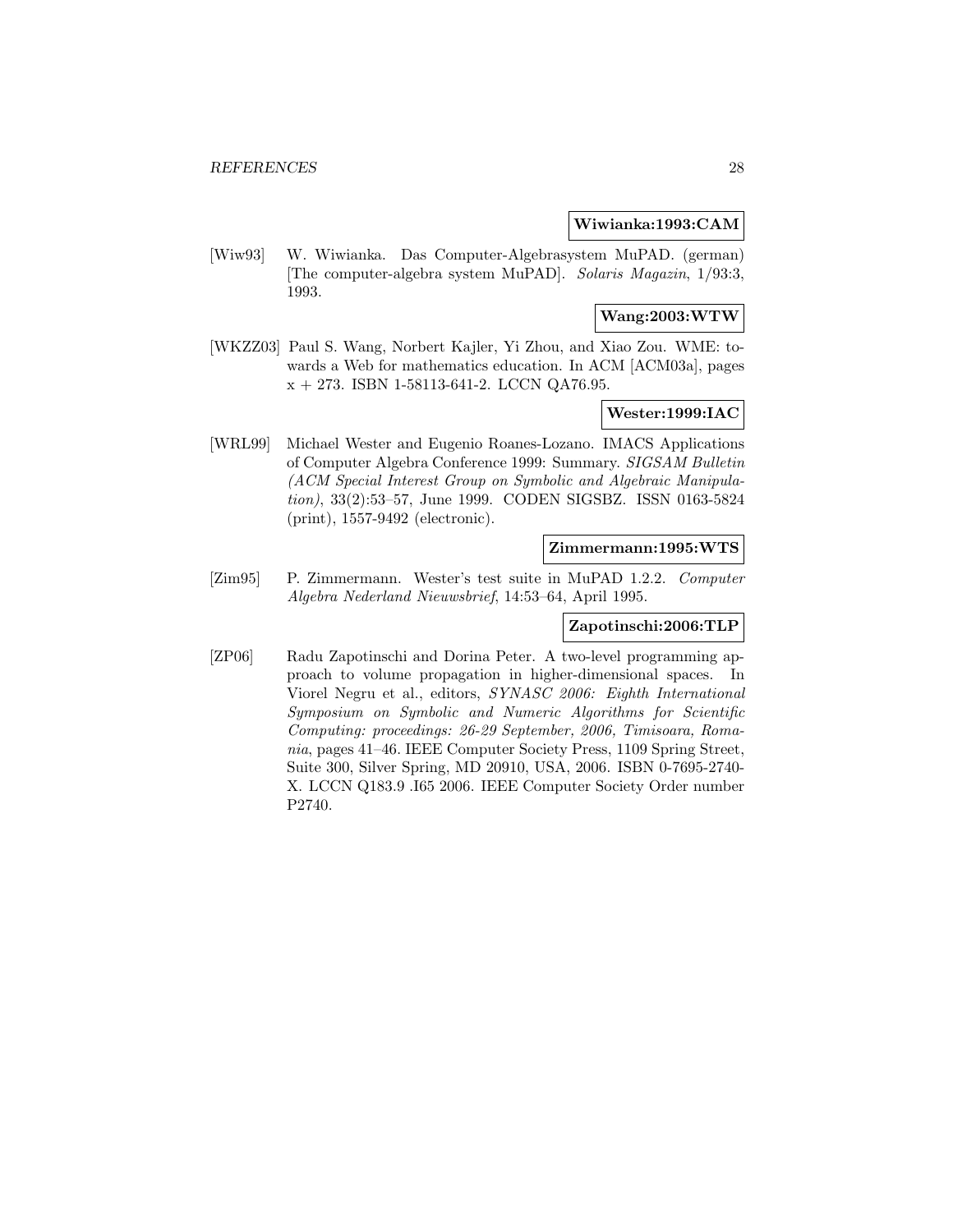**Wiwianka:1993:CAM**

[Wiw93] W. Wiwianka. Das Computer-Algebrasystem MuPAD. (german) [The computer-algebra system MuPAD]. *Solaris Magazin*, 1/93:3, 1993.

**Wang:2003:WTW**

[WKZZ03] Paul S. Wang, Norbert Kajler, Yi Zhou, and Xiao Zou. WME: towards a Web for mathematics education. In ACM [ACM03a], pages x + 273. ISBN 1-58113-641-2. LCCN QA76.95.

**Wester:1999:IAC**

[WRL99] Michael Wester and Eugenio Roanes-Lozano. IMACS Applications of Computer Algebra Conference 1999: Summary. *SIGSAM Bulletin (ACM Special Interest Group on Symbolic and Algebraic Manipulation)*, 33(2):53–57, June 1999. CODEN SIGSBZ. ISSN 0163-5824 (print), 1557-9492 (electronic).

**Zimmermann:1995:WTS**

[Zim95] P. Zimmermann. Wester's test suite in MuPAD 1.2.2. *Computer Algebra Nederland Nieuwsbrief*, 14:53–64, April 1995.

**Zapotinschi:2006:TLP**

[ZP06] Radu Zapotinschi and Dorina Peter. A two-level programming approach to volume propagation in higher-dimensional spaces. In Viorel Negru et al., editors, *SYNASC 2006: Eighth International Symposium on Symbolic and Numeric Algorithms for Scientific Computing: proceedings: 26-29 September, 2006, Timisoara, Romania*, pages 41–46. IEEE Computer Society Press, 1109 Spring Street, Suite 300, Silver Spring, MD 20910, USA, 2006. ISBN 0-7695-2740-X. LCCN Q183.9 .I65 2006. IEEE Computer Society Order number P2740.